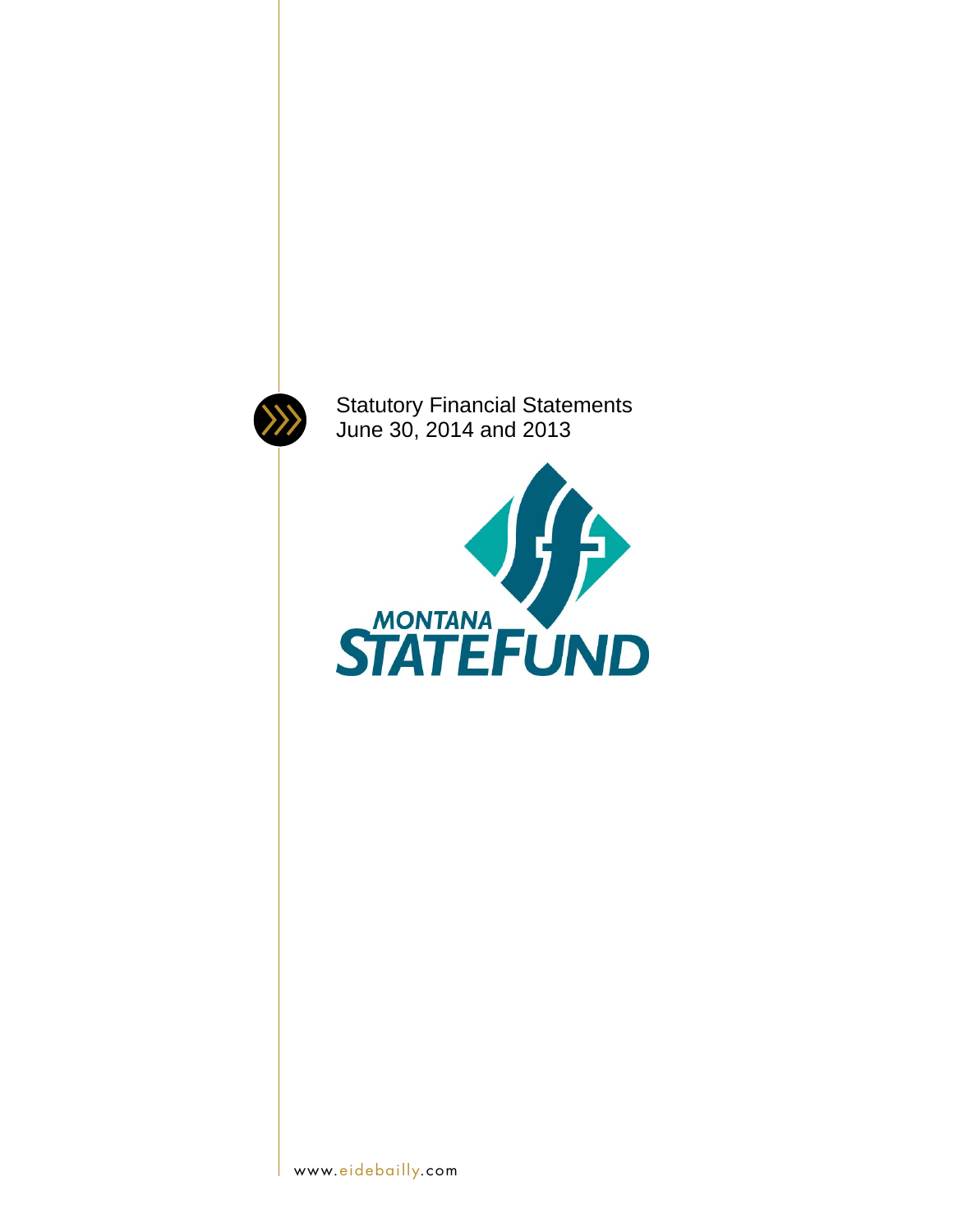Statutory Financial Statements
June 30, 2014 and 2013

MONTANA
STATEFUND

www.eidebailly.com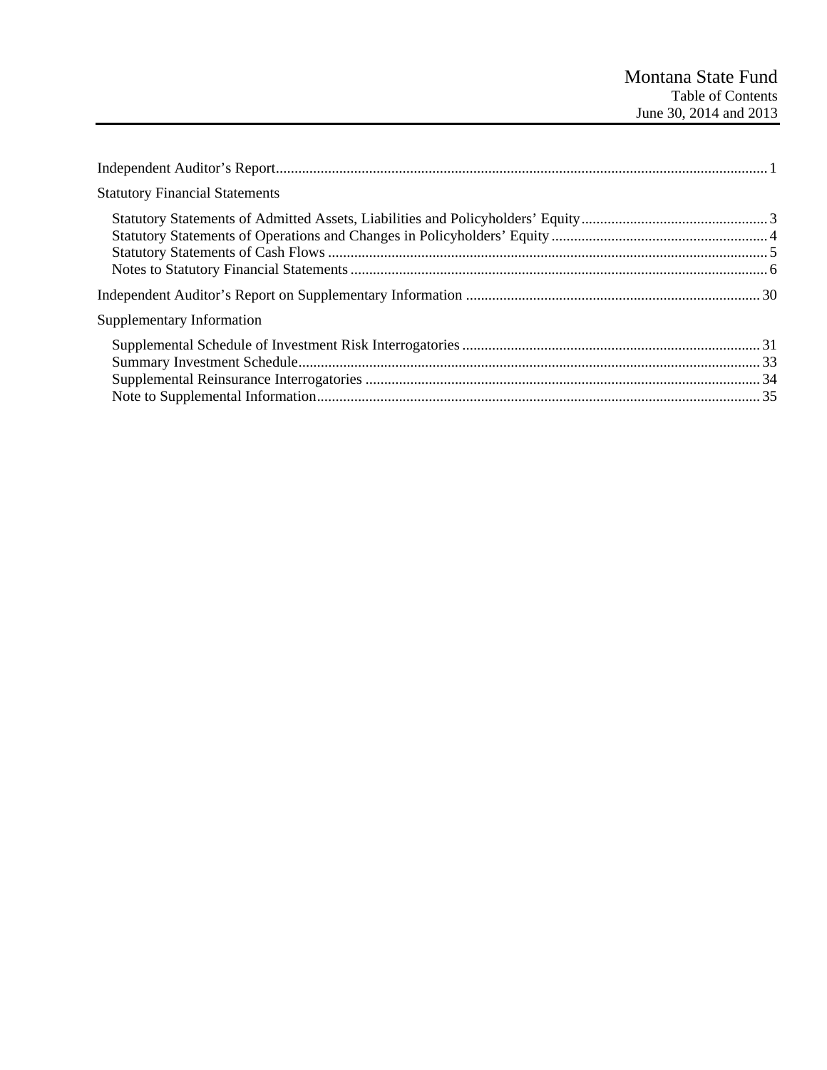# Montana State Fund
## Table of Contents
### June 30, 2014 and 2013

| | |
|---|---|
| Independent Auditor's Report | 1 |
| **Statutory Financial Statements** | |
| Statutory Statements of Admitted Assets, Liabilities and Policyholders' Equity | 3 |
| Statutory Statements of Operations and Changes in Policyholders' Equity | 4 |
| Statutory Statements of Cash Flows | 5 |
| Notes to Statutory Financial Statements | 6 |
| Independent Auditor's Report on Supplementary Information | 30 |
| **Supplementary Information** | |
| Supplemental Schedule of Investment Risk Interrogatories | 31 |
| Summary Investment Schedule | 33 |
| Supplemental Reinsurance Interrogatories | 34 |
| Note to Supplemental Information | 35 |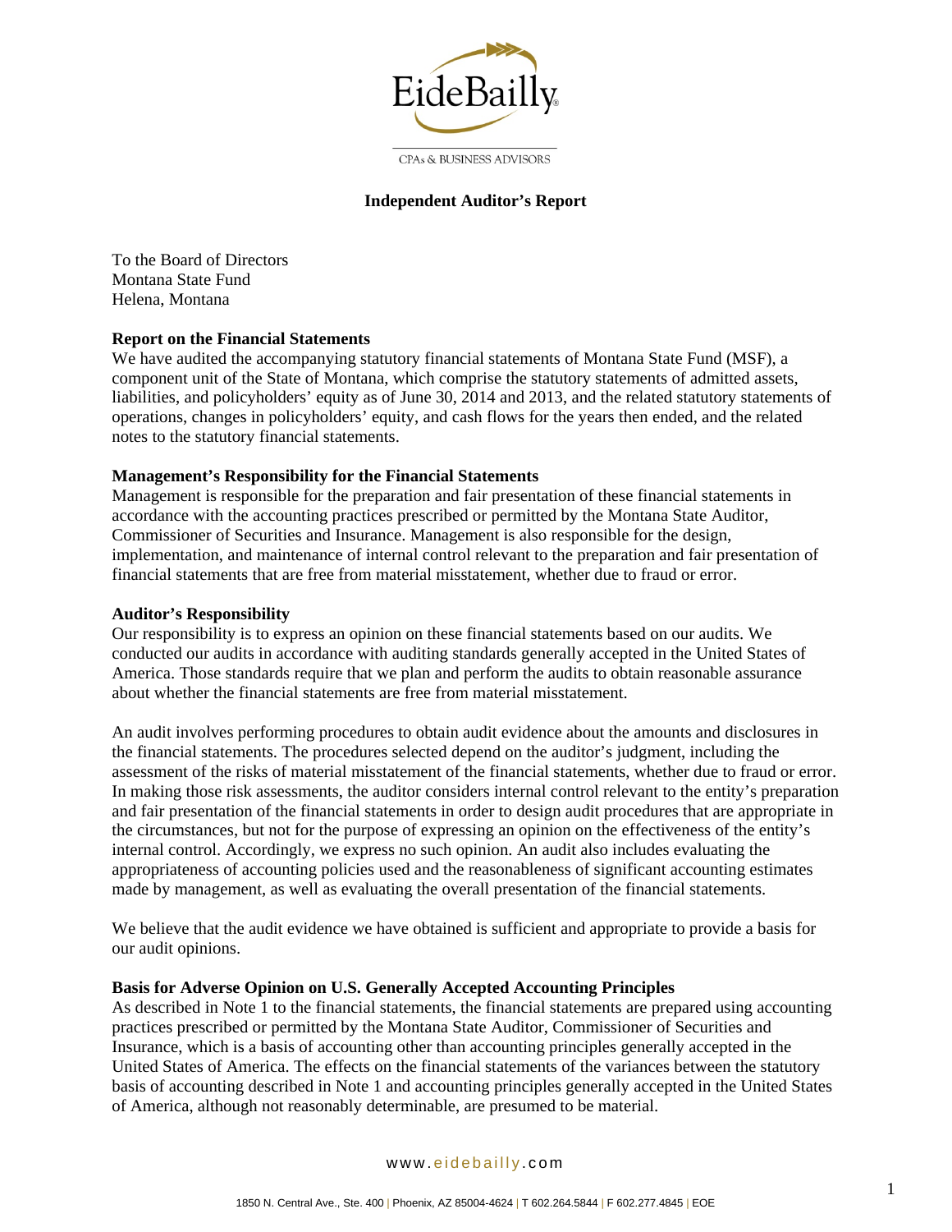**Independent Auditor's Report**

To the Board of Directors
Montana State Fund
Helena, Montana

**Report on the Financial Statements**

We have audited the accompanying statutory financial statements of Montana State Fund (MSF), a component unit of the State of Montana, which comprise the statutory statements of admitted assets, liabilities, and policyholders' equity as of June 30, 2014 and 2013, and the related statutory statements of operations, changes in policyholders' equity, and cash flows for the years then ended, and the related notes to the statutory financial statements.

**Management's Responsibility for the Financial Statements**

Management is responsible for the preparation and fair presentation of these financial statements in accordance with the accounting practices prescribed or permitted by the Montana State Auditor, Commissioner of Securities and Insurance. Management is also responsible for the design, implementation, and maintenance of internal control relevant to the preparation and fair presentation of financial statements that are free from material misstatement, whether due to fraud or error.

**Auditor's Responsibility**

Our responsibility is to express an opinion on these financial statements based on our audits. We conducted our audits in accordance with auditing standards generally accepted in the United States of America. Those standards require that we plan and perform the audits to obtain reasonable assurance about whether the financial statements are free from material misstatement.

An audit involves performing procedures to obtain audit evidence about the amounts and disclosures in the financial statements. The procedures selected depend on the auditor's judgment, including the assessment of the risks of material misstatement of the financial statements, whether due to fraud or error. In making those risk assessments, the auditor considers internal control relevant to the entity's preparation and fair presentation of the financial statements in order to design audit procedures that are appropriate in the circumstances, but not for the purpose of expressing an opinion on the effectiveness of the entity's internal control. Accordingly, we express no such opinion. An audit also includes evaluating the appropriateness of accounting policies used and the reasonableness of significant accounting estimates made by management, as well as evaluating the overall presentation of the financial statements.

We believe that the audit evidence we have obtained is sufficient and appropriate to provide a basis for our audit opinions.

**Basis for Adverse Opinion on U.S. Generally Accepted Accounting Principles**

As described in Note 1 to the financial statements, the financial statements are prepared using accounting practices prescribed or permitted by the Montana State Auditor, Commissioner of Securities and Insurance, which is a basis of accounting other than accounting principles generally accepted in the United States of America. The effects on the financial statements of the variances between the statutory basis of accounting described in Note 1 and accounting principles generally accepted in the United States of America, although not reasonably determinable, are presumed to be material.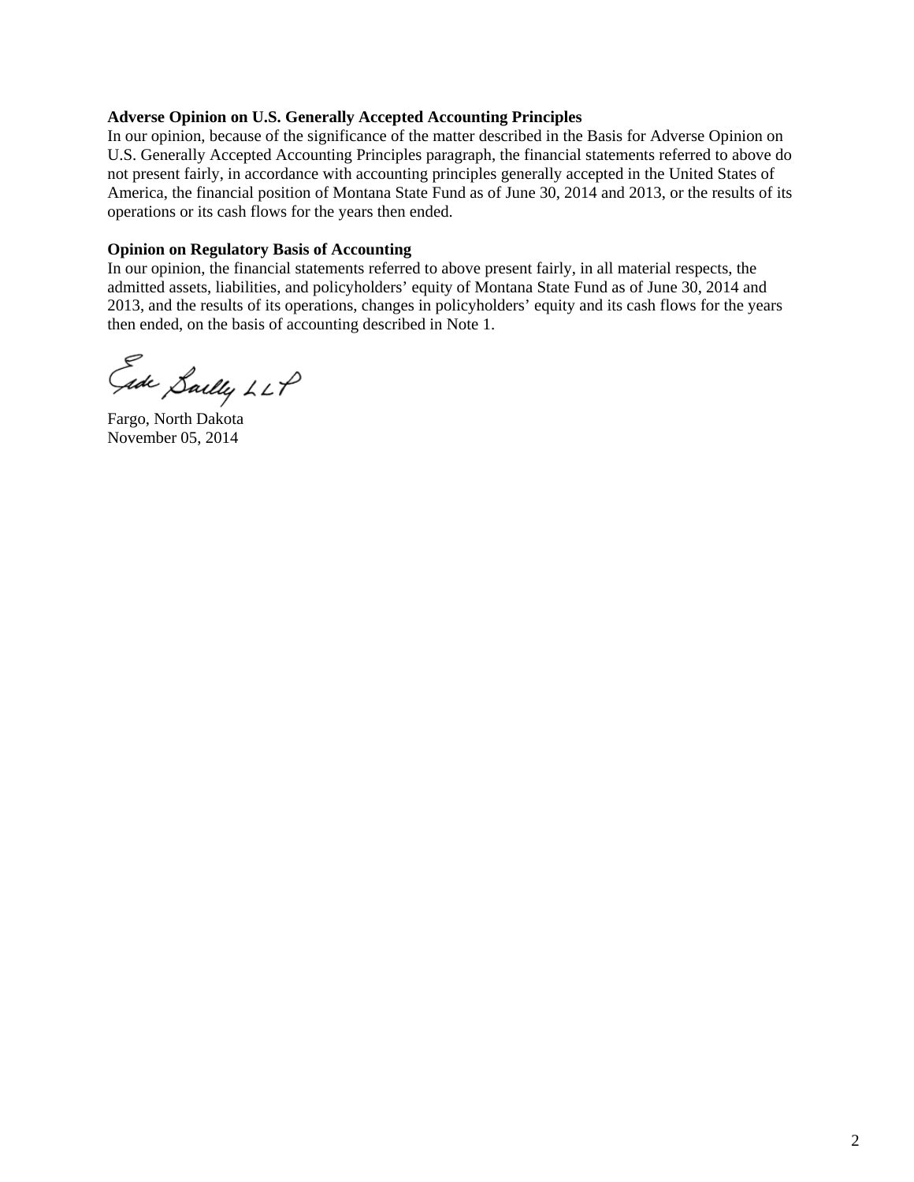**Adverse Opinion on U.S. Generally Accepted Accounting Principles**

In our opinion, because of the significance of the matter described in the Basis for Adverse Opinion on U.S. Generally Accepted Accounting Principles paragraph, the financial statements referred to above do not present fairly, in accordance with accounting principles generally accepted in the United States of America, the financial position of Montana State Fund as of June 30, 2014 and 2013, or the results of its operations or its cash flows for the years then ended.

**Opinion on Regulatory Basis of Accounting**

In our opinion, the financial statements referred to above present fairly, in all material respects, the admitted assets, liabilities, and policyholders' equity of Montana State Fund as of June 30, 2014 and 2013, and the results of its operations, changes in policyholders' equity and its cash flows for the years then ended, on the basis of accounting described in Note 1.

Eide Bailly LLP

Fargo, North Dakota
November 05, 2014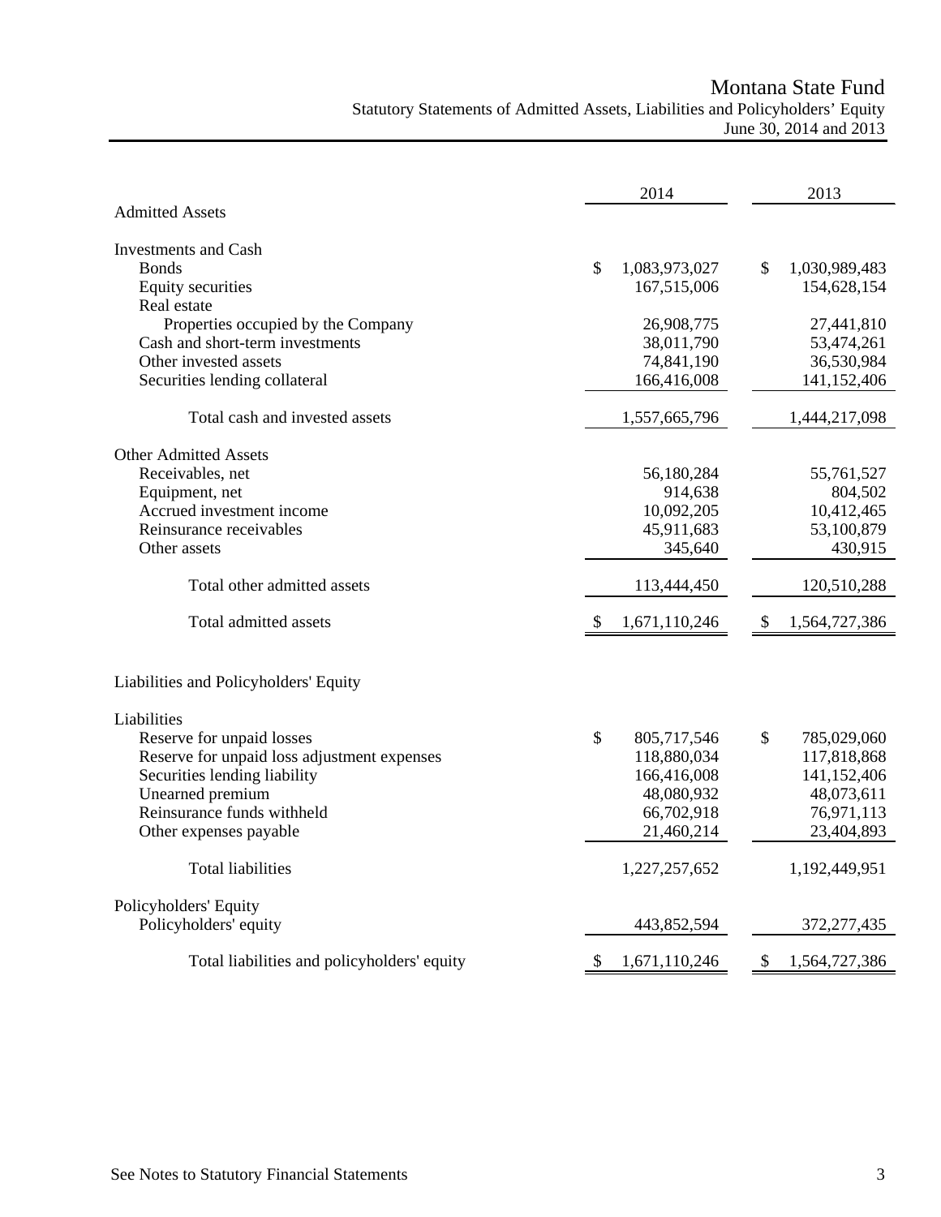# Montana State Fund

## Statutory Statements of Admitted Assets, Liabilities and Policyholders' Equity

June 30, 2014 and 2013

| | 2014 | 2013 |
|---|---|---|
| **Admitted Assets** | | |
| **Investments and Cash** | | |
| Bonds | $ 1,083,973,027 | $ 1,030,989,483 |
| Equity securities | 167,515,006 | 154,628,154 |
| Real estate | | |
| Properties occupied by the Company | 26,908,775 | 27,441,810 |
| Cash and short-term investments | 38,011,790 | 53,474,261 |
| Other invested assets | 74,841,190 | 36,530,984 |
| Securities lending collateral | 166,416,008 | 141,152,406 |
| Total cash and invested assets | 1,557,665,796 | 1,444,217,098 |
| **Other Admitted Assets** | | |
| Receivables, net | 56,180,284 | 55,761,527 |
| Equipment, net | 914,638 | 804,502 |
| Accrued investment income | 10,092,205 | 10,412,465 |
| Reinsurance receivables | 45,911,683 | 53,100,879 |
| Other assets | 345,640 | 430,915 |
| Total other admitted assets | 113,444,450 | 120,510,288 |
| Total admitted assets | $ 1,671,110,246 | $ 1,564,727,386 |
| **Liabilities and Policyholders' Equity** | | |
| **Liabilities** | | |
| Reserve for unpaid losses | $ 805,717,546 | $ 785,029,060 |
| Reserve for unpaid loss adjustment expenses | 118,880,034 | 117,818,868 |
| Securities lending liability | 166,416,008 | 141,152,406 |
| Unearned premium | 48,080,932 | 48,073,611 |
| Reinsurance funds withheld | 66,702,918 | 76,971,113 |
| Other expenses payable | 21,460,214 | 23,404,893 |
| Total liabilities | 1,227,257,652 | 1,192,449,951 |
| **Policyholders' Equity** | | |
| Policyholders' equity | 443,852,594 | 372,277,435 |
| Total liabilities and policyholders' equity | $ 1,671,110,246 | $ 1,564,727,386 |

See Notes to Statutory Financial Statements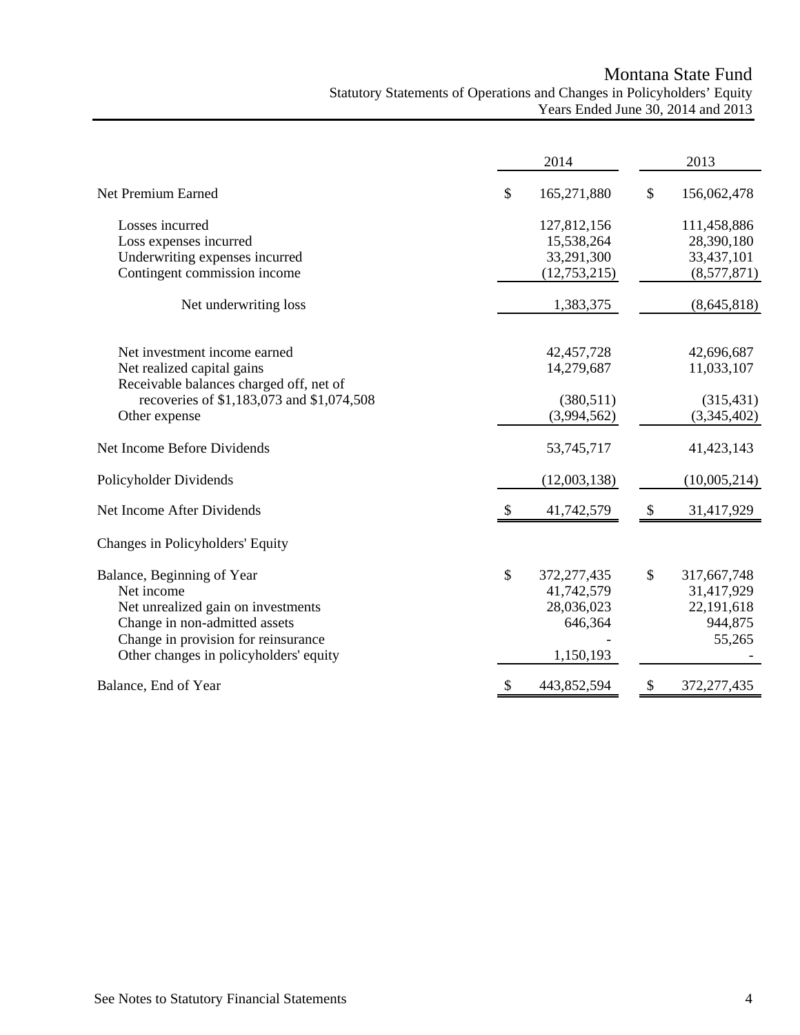# Montana State Fund

## Statutory Statements of Operations and Changes in Policyholders' Equity

### Years Ended June 30, 2014 and 2013

| | 2014 | 2013 |
|---|---|---|
| Net Premium Earned | $ 165,271,880 | $ 156,062,478 |
| Losses incurred | 127,812,156 | 111,458,886 |
| Loss expenses incurred | 15,538,264 | 28,390,180 |
| Underwriting expenses incurred | 33,291,300 | 33,437,101 |
| Contingent commission income | (12,753,215) | (8,577,871) |
| Net underwriting loss | 1,383,375 | (8,645,818) |
| Net investment income earned | 42,457,728 | 42,696,687 |
| Net realized capital gains | 14,279,687 | 11,033,107 |
| Receivable balances charged off, net of recoveries of $1,183,073 and $1,074,508 | (380,511) | (315,431) |
| Other expense | (3,994,562) | (3,345,402) |
| Net Income Before Dividends | 53,745,717 | 41,423,143 |
| Policyholder Dividends | (12,003,138) | (10,005,214) |
| Net Income After Dividends | $ 41,742,579 | $ 31,417,929 |
| **Changes in Policyholders' Equity** | | |
| Balance, Beginning of Year | $ 372,277,435 | $ 317,667,748 |
| Net income | 41,742,579 | 31,417,929 |
| Net unrealized gain on investments | 28,036,023 | 22,191,618 |
| Change in non-admitted assets | 646,364 | 944,875 |
| Change in provision for reinsurance | - | 55,265 |
| Other changes in policyholders' equity | 1,150,193 | - |
| Balance, End of Year | $ 443,852,594 | $ 372,277,435 |

See Notes to Statutory Financial Statements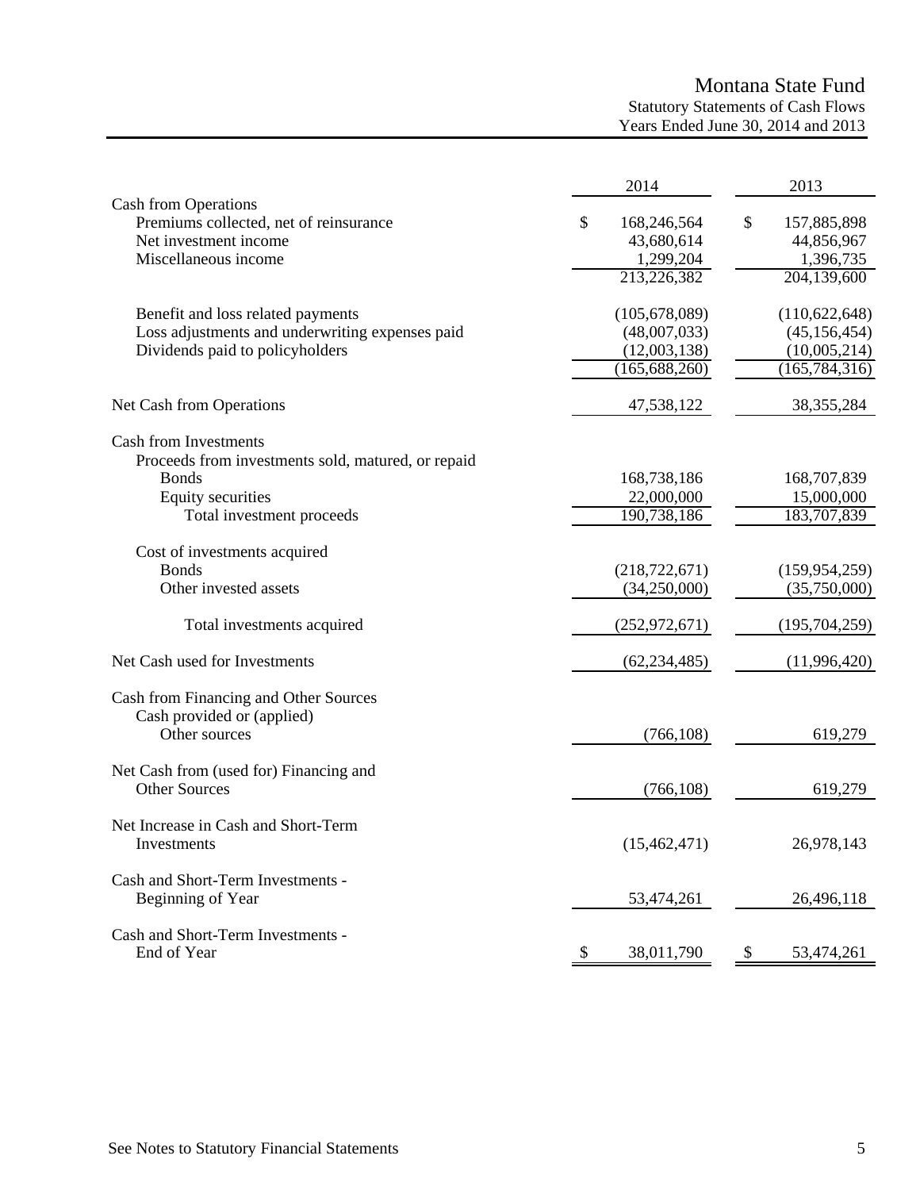# Montana State Fund

## Statutory Statements of Cash Flows

### Years Ended June 30, 2014 and 2013

| | 2014 | 2013 |
|---|---|---|
| **Cash from Operations** | | |
| Premiums collected, net of reinsurance | $ 168,246,564 | $ 157,885,898 |
| Net investment income | 43,680,614 | 44,856,967 |
| Miscellaneous income | 1,299,204 | 1,396,735 |
| | 213,226,382 | 204,139,600 |
| Benefit and loss related payments | (105,678,089) | (110,622,648) |
| Loss adjustments and underwriting expenses paid | (48,007,033) | (45,156,454) |
| Dividends paid to policyholders | (12,003,138) | (10,005,214) |
| | (165,688,260) | (165,784,316) |
| Net Cash from Operations | 47,538,122 | 38,355,284 |
| **Cash from Investments** | | |
| Proceeds from investments sold, matured, or repaid | | |
| Bonds | 168,738,186 | 168,707,839 |
| Equity securities | 22,000,000 | 15,000,000 |
| Total investment proceeds | 190,738,186 | 183,707,839 |
| Cost of investments acquired | | |
| Bonds | (218,722,671) | (159,954,259) |
| Other invested assets | (34,250,000) | (35,750,000) |
| Total investments acquired | (252,972,671) | (195,704,259) |
| Net Cash used for Investments | (62,234,485) | (11,996,420) |
| **Cash from Financing and Other Sources** | | |
| Cash provided or (applied) | | |
| Other sources | (766,108) | 619,279 |
| Net Cash from (used for) Financing and Other Sources | (766,108) | 619,279 |
| Net Increase in Cash and Short-Term Investments | (15,462,471) | 26,978,143 |
| Cash and Short-Term Investments - Beginning of Year | 53,474,261 | 26,496,118 |
| Cash and Short-Term Investments - End of Year | $ 38,011,790 | $ 53,474,261 |

See Notes to Statutory Financial Statements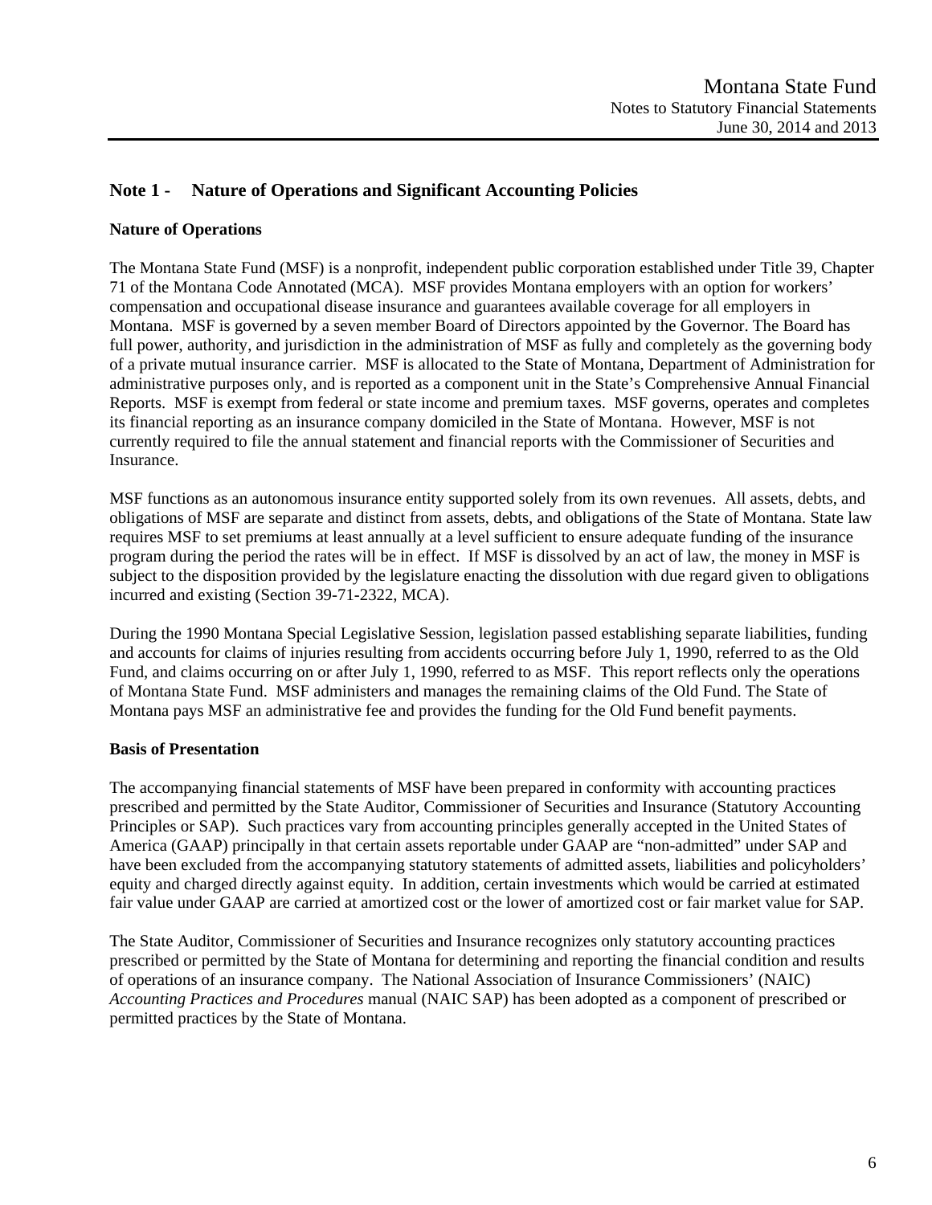## Note 1 - Nature of Operations and Significant Accounting Policies

### Nature of Operations

The Montana State Fund (MSF) is a nonprofit, independent public corporation established under Title 39, Chapter 71 of the Montana Code Annotated (MCA). MSF provides Montana employers with an option for workers' compensation and occupational disease insurance and guarantees available coverage for all employers in Montana. MSF is governed by a seven member Board of Directors appointed by the Governor. The Board has full power, authority, and jurisdiction in the administration of MSF as fully and completely as the governing body of a private mutual insurance carrier. MSF is allocated to the State of Montana, Department of Administration for administrative purposes only, and is reported as a component unit in the State's Comprehensive Annual Financial Reports. MSF is exempt from federal or state income and premium taxes. MSF governs, operates and completes its financial reporting as an insurance company domiciled in the State of Montana. However, MSF is not currently required to file the annual statement and financial reports with the Commissioner of Securities and Insurance.

MSF functions as an autonomous insurance entity supported solely from its own revenues. All assets, debts, and obligations of MSF are separate and distinct from assets, debts, and obligations of the State of Montana. State law requires MSF to set premiums at least annually at a level sufficient to ensure adequate funding of the insurance program during the period the rates will be in effect. If MSF is dissolved by an act of law, the money in MSF is subject to the disposition provided by the legislature enacting the dissolution with due regard given to obligations incurred and existing (Section 39-71-2322, MCA).

During the 1990 Montana Special Legislative Session, legislation passed establishing separate liabilities, funding and accounts for claims of injuries resulting from accidents occurring before July 1, 1990, referred to as the Old Fund, and claims occurring on or after July 1, 1990, referred to as MSF. This report reflects only the operations of Montana State Fund. MSF administers and manages the remaining claims of the Old Fund. The State of Montana pays MSF an administrative fee and provides the funding for the Old Fund benefit payments.

### Basis of Presentation

The accompanying financial statements of MSF have been prepared in conformity with accounting practices prescribed and permitted by the State Auditor, Commissioner of Securities and Insurance (Statutory Accounting Principles or SAP). Such practices vary from accounting principles generally accepted in the United States of America (GAAP) principally in that certain assets reportable under GAAP are "non-admitted" under SAP and have been excluded from the accompanying statutory statements of admitted assets, liabilities and policyholders' equity and charged directly against equity. In addition, certain investments which would be carried at estimated fair value under GAAP are carried at amortized cost or the lower of amortized cost or fair market value for SAP.

The State Auditor, Commissioner of Securities and Insurance recognizes only statutory accounting practices prescribed or permitted by the State of Montana for determining and reporting the financial condition and results of operations of an insurance company. The National Association of Insurance Commissioners' (NAIC) *Accounting Practices and Procedures* manual (NAIC SAP) has been adopted as a component of prescribed or permitted practices by the State of Montana.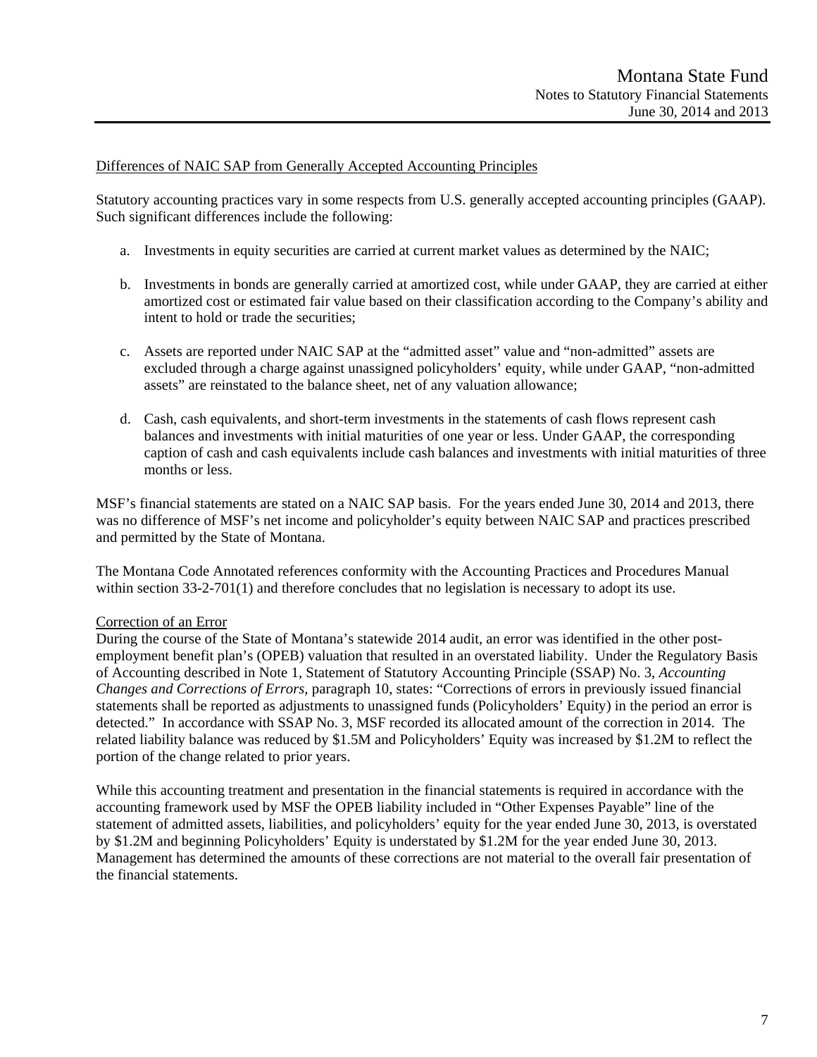Differences of NAIC SAP from Generally Accepted Accounting Principles

Statutory accounting practices vary in some respects from U.S. generally accepted accounting principles (GAAP). Such significant differences include the following:

a. Investments in equity securities are carried at current market values as determined by the NAIC;

b. Investments in bonds are generally carried at amortized cost, while under GAAP, they are carried at either amortized cost or estimated fair value based on their classification according to the Company's ability and intent to hold or trade the securities;

c. Assets are reported under NAIC SAP at the "admitted asset" value and "non-admitted" assets are excluded through a charge against unassigned policyholders' equity, while under GAAP, "non-admitted assets" are reinstated to the balance sheet, net of any valuation allowance;

d. Cash, cash equivalents, and short-term investments in the statements of cash flows represent cash balances and investments with initial maturities of one year or less. Under GAAP, the corresponding caption of cash and cash equivalents include cash balances and investments with initial maturities of three months or less.

MSF's financial statements are stated on a NAIC SAP basis. For the years ended June 30, 2014 and 2013, there was no difference of MSF's net income and policyholder's equity between NAIC SAP and practices prescribed and permitted by the State of Montana.

The Montana Code Annotated references conformity with the Accounting Practices and Procedures Manual within section 33-2-701(1) and therefore concludes that no legislation is necessary to adopt its use.

Correction of an Error

During the course of the State of Montana's statewide 2014 audit, an error was identified in the other post-employment benefit plan's (OPEB) valuation that resulted in an overstated liability. Under the Regulatory Basis of Accounting described in Note 1, Statement of Statutory Accounting Principle (SSAP) No. 3, *Accounting Changes and Corrections of Errors*, paragraph 10, states: "Corrections of errors in previously issued financial statements shall be reported as adjustments to unassigned funds (Policyholders' Equity) in the period an error is detected." In accordance with SSAP No. 3, MSF recorded its allocated amount of the correction in 2014. The related liability balance was reduced by $1.5M and Policyholders' Equity was increased by $1.2M to reflect the portion of the change related to prior years.

While this accounting treatment and presentation in the financial statements is required in accordance with the accounting framework used by MSF the OPEB liability included in "Other Expenses Payable" line of the statement of admitted assets, liabilities, and policyholders' equity for the year ended June 30, 2013, is overstated by $1.2M and beginning Policyholders' Equity is understated by $1.2M for the year ended June 30, 2013. Management has determined the amounts of these corrections are not material to the overall fair presentation of the financial statements.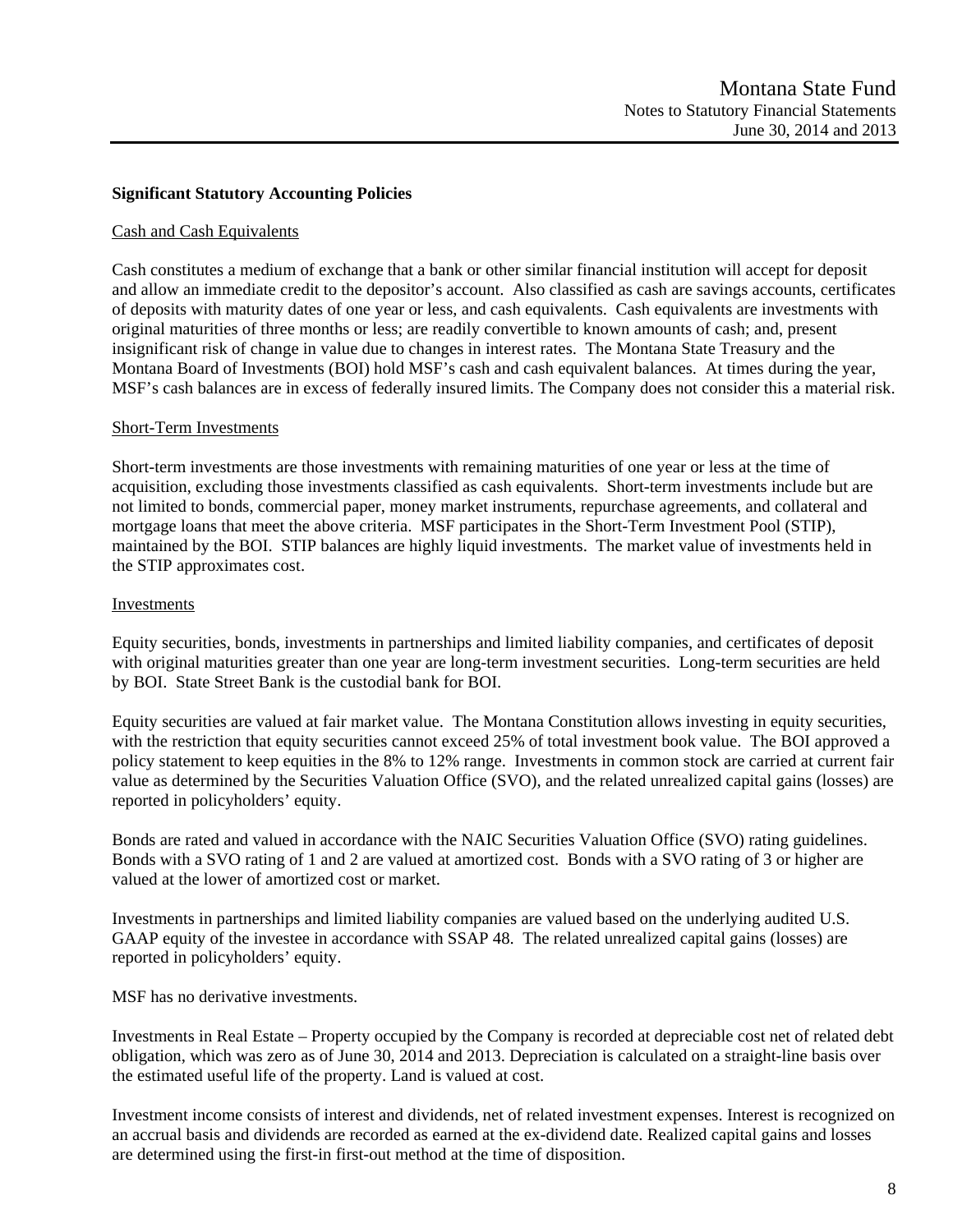## Significant Statutory Accounting Policies

Cash and Cash Equivalents

Cash constitutes a medium of exchange that a bank or other similar financial institution will accept for deposit and allow an immediate credit to the depositor's account. Also classified as cash are savings accounts, certificates of deposits with maturity dates of one year or less, and cash equivalents. Cash equivalents are investments with original maturities of three months or less; are readily convertible to known amounts of cash; and, present insignificant risk of change in value due to changes in interest rates. The Montana State Treasury and the Montana Board of Investments (BOI) hold MSF's cash and cash equivalent balances. At times during the year, MSF's cash balances are in excess of federally insured limits. The Company does not consider this a material risk.

Short-Term Investments

Short-term investments are those investments with remaining maturities of one year or less at the time of acquisition, excluding those investments classified as cash equivalents. Short-term investments include but are not limited to bonds, commercial paper, money market instruments, repurchase agreements, and collateral and mortgage loans that meet the above criteria. MSF participates in the Short-Term Investment Pool (STIP), maintained by the BOI. STIP balances are highly liquid investments. The market value of investments held in the STIP approximates cost.

Investments

Equity securities, bonds, investments in partnerships and limited liability companies, and certificates of deposit with original maturities greater than one year are long-term investment securities. Long-term securities are held by BOI. State Street Bank is the custodial bank for BOI.

Equity securities are valued at fair market value. The Montana Constitution allows investing in equity securities, with the restriction that equity securities cannot exceed 25% of total investment book value. The BOI approved a policy statement to keep equities in the 8% to 12% range. Investments in common stock are carried at current fair value as determined by the Securities Valuation Office (SVO), and the related unrealized capital gains (losses) are reported in policyholders' equity.

Bonds are rated and valued in accordance with the NAIC Securities Valuation Office (SVO) rating guidelines. Bonds with a SVO rating of 1 and 2 are valued at amortized cost. Bonds with a SVO rating of 3 or higher are valued at the lower of amortized cost or market.

Investments in partnerships and limited liability companies are valued based on the underlying audited U.S. GAAP equity of the investee in accordance with SSAP 48. The related unrealized capital gains (losses) are reported in policyholders' equity.

MSF has no derivative investments.

Investments in Real Estate – Property occupied by the Company is recorded at depreciable cost net of related debt obligation, which was zero as of June 30, 2014 and 2013. Depreciation is calculated on a straight-line basis over the estimated useful life of the property. Land is valued at cost.

Investment income consists of interest and dividends, net of related investment expenses. Interest is recognized on an accrual basis and dividends are recorded as earned at the ex-dividend date. Realized capital gains and losses are determined using the first-in first-out method at the time of disposition.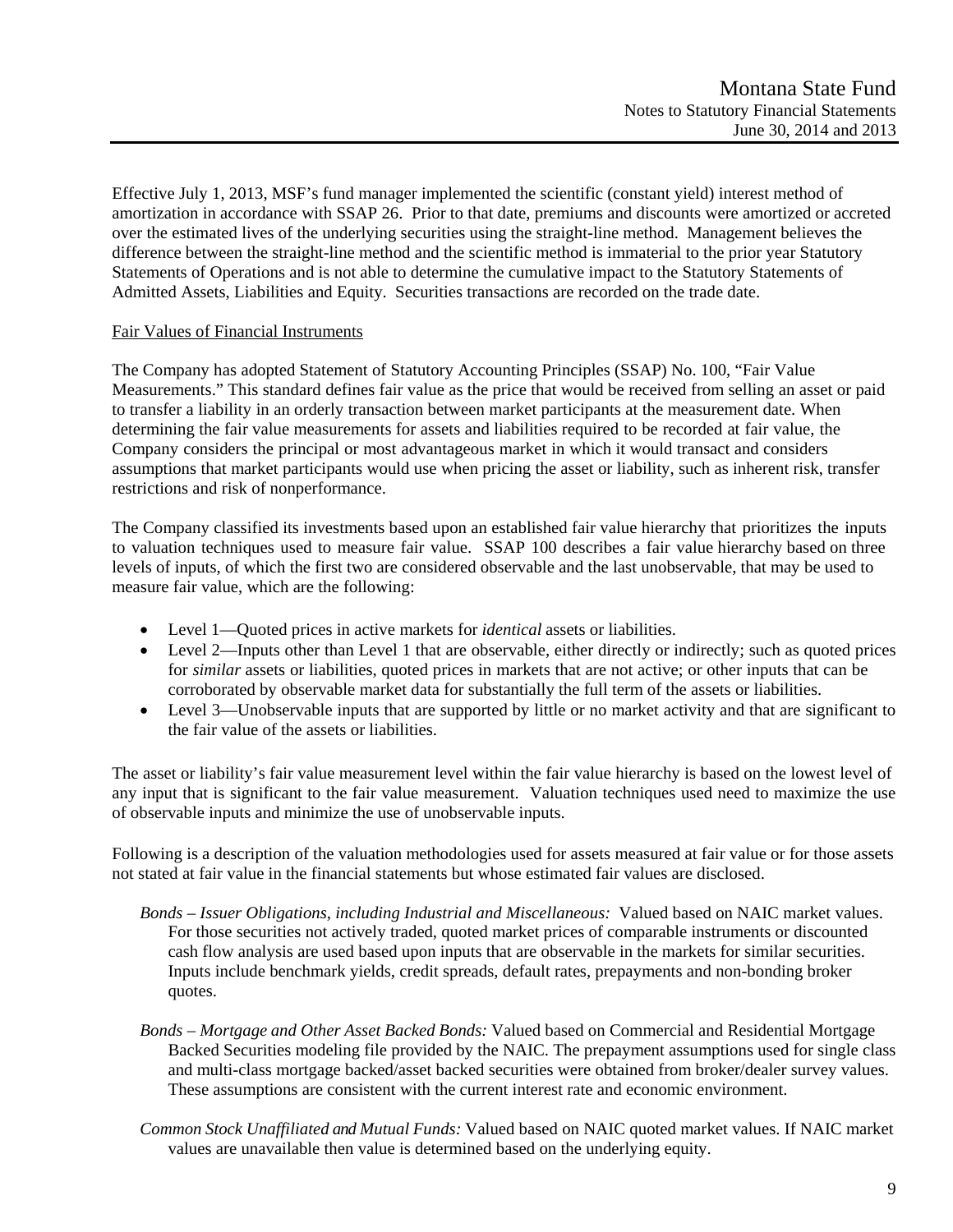Effective July 1, 2013, MSF's fund manager implemented the scientific (constant yield) interest method of amortization in accordance with SSAP 26. Prior to that date, premiums and discounts were amortized or accreted over the estimated lives of the underlying securities using the straight-line method. Management believes the difference between the straight-line method and the scientific method is immaterial to the prior year Statutory Statements of Operations and is not able to determine the cumulative impact to the Statutory Statements of Admitted Assets, Liabilities and Equity. Securities transactions are recorded on the trade date.

Fair Values of Financial Instruments

The Company has adopted Statement of Statutory Accounting Principles (SSAP) No. 100, "Fair Value Measurements." This standard defines fair value as the price that would be received from selling an asset or paid to transfer a liability in an orderly transaction between market participants at the measurement date. When determining the fair value measurements for assets and liabilities required to be recorded at fair value, the Company considers the principal or most advantageous market in which it would transact and considers assumptions that market participants would use when pricing the asset or liability, such as inherent risk, transfer restrictions and risk of nonperformance.

The Company classified its investments based upon an established fair value hierarchy that prioritizes the inputs to valuation techniques used to measure fair value. SSAP 100 describes a fair value hierarchy based on three levels of inputs, of which the first two are considered observable and the last unobservable, that may be used to measure fair value, which are the following:

- Level 1—Quoted prices in active markets for *identical* assets or liabilities.
- Level 2—Inputs other than Level 1 that are observable, either directly or indirectly; such as quoted prices for *similar* assets or liabilities, quoted prices in markets that are not active; or other inputs that can be corroborated by observable market data for substantially the full term of the assets or liabilities.
- Level 3—Unobservable inputs that are supported by little or no market activity and that are significant to the fair value of the assets or liabilities.

The asset or liability's fair value measurement level within the fair value hierarchy is based on the lowest level of any input that is significant to the fair value measurement. Valuation techniques used need to maximize the use of observable inputs and minimize the use of unobservable inputs.

Following is a description of the valuation methodologies used for assets measured at fair value or for those assets not stated at fair value in the financial statements but whose estimated fair values are disclosed.

*Bonds – Issuer Obligations, including Industrial and Miscellaneous:* Valued based on NAIC market values. For those securities not actively traded, quoted market prices of comparable instruments or discounted cash flow analysis are used based upon inputs that are observable in the markets for similar securities. Inputs include benchmark yields, credit spreads, default rates, prepayments and non-bonding broker quotes.

*Bonds – Mortgage and Other Asset Backed Bonds:* Valued based on Commercial and Residential Mortgage Backed Securities modeling file provided by the NAIC. The prepayment assumptions used for single class and multi-class mortgage backed/asset backed securities were obtained from broker/dealer survey values. These assumptions are consistent with the current interest rate and economic environment.

*Common Stock Unaffiliated and Mutual Funds:* Valued based on NAIC quoted market values. If NAIC market values are unavailable then value is determined based on the underlying equity.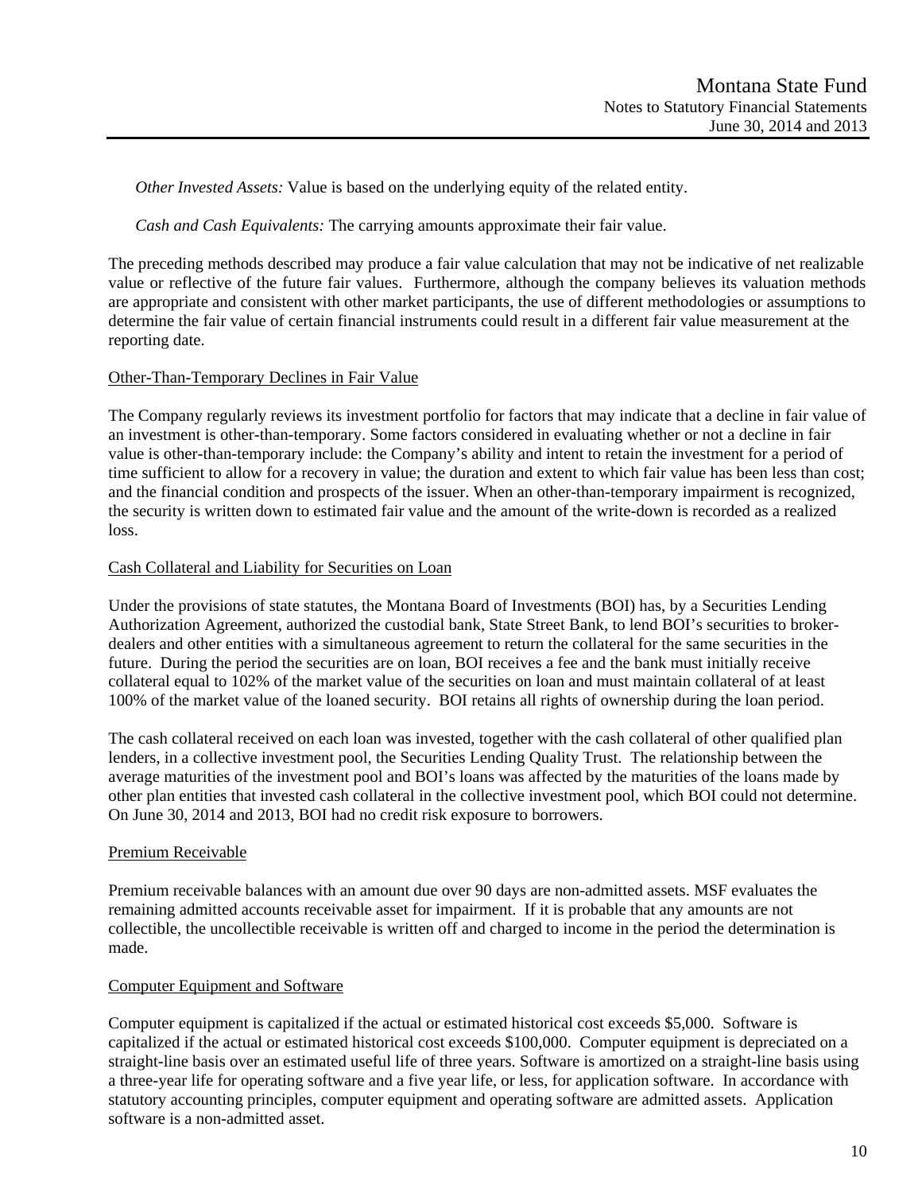*Other Invested Assets:* Value is based on the underlying equity of the related entity.

*Cash and Cash Equivalents:* The carrying amounts approximate their fair value.

The preceding methods described may produce a fair value calculation that may not be indicative of net realizable value or reflective of the future fair values. Furthermore, although the company believes its valuation methods are appropriate and consistent with other market participants, the use of different methodologies or assumptions to determine the fair value of certain financial instruments could result in a different fair value measurement at the reporting date.

Other-Than-Temporary Declines in Fair Value

The Company regularly reviews its investment portfolio for factors that may indicate that a decline in fair value of an investment is other-than-temporary. Some factors considered in evaluating whether or not a decline in fair value is other-than-temporary include: the Company's ability and intent to retain the investment for a period of time sufficient to allow for a recovery in value; the duration and extent to which fair value has been less than cost; and the financial condition and prospects of the issuer. When an other-than-temporary impairment is recognized, the security is written down to estimated fair value and the amount of the write-down is recorded as a realized loss.

Cash Collateral and Liability for Securities on Loan

Under the provisions of state statutes, the Montana Board of Investments (BOI) has, by a Securities Lending Authorization Agreement, authorized the custodial bank, State Street Bank, to lend BOI's securities to broker-dealers and other entities with a simultaneous agreement to return the collateral for the same securities in the future. During the period the securities are on loan, BOI receives a fee and the bank must initially receive collateral equal to 102% of the market value of the securities on loan and must maintain collateral of at least 100% of the market value of the loaned security. BOI retains all rights of ownership during the loan period.

The cash collateral received on each loan was invested, together with the cash collateral of other qualified plan lenders, in a collective investment pool, the Securities Lending Quality Trust. The relationship between the average maturities of the investment pool and BOI's loans was affected by the maturities of the loans made by other plan entities that invested cash collateral in the collective investment pool, which BOI could not determine. On June 30, 2014 and 2013, BOI had no credit risk exposure to borrowers.

Premium Receivable

Premium receivable balances with an amount due over 90 days are non-admitted assets. MSF evaluates the remaining admitted accounts receivable asset for impairment. If it is probable that any amounts are not collectible, the uncollectible receivable is written off and charged to income in the period the determination is made.

Computer Equipment and Software

Computer equipment is capitalized if the actual or estimated historical cost exceeds $5,000. Software is capitalized if the actual or estimated historical cost exceeds $100,000. Computer equipment is depreciated on a straight-line basis over an estimated useful life of three years. Software is amortized on a straight-line basis using a three-year life for operating software and a five year life, or less, for application software. In accordance with statutory accounting principles, computer equipment and operating software are admitted assets. Application software is a non-admitted asset.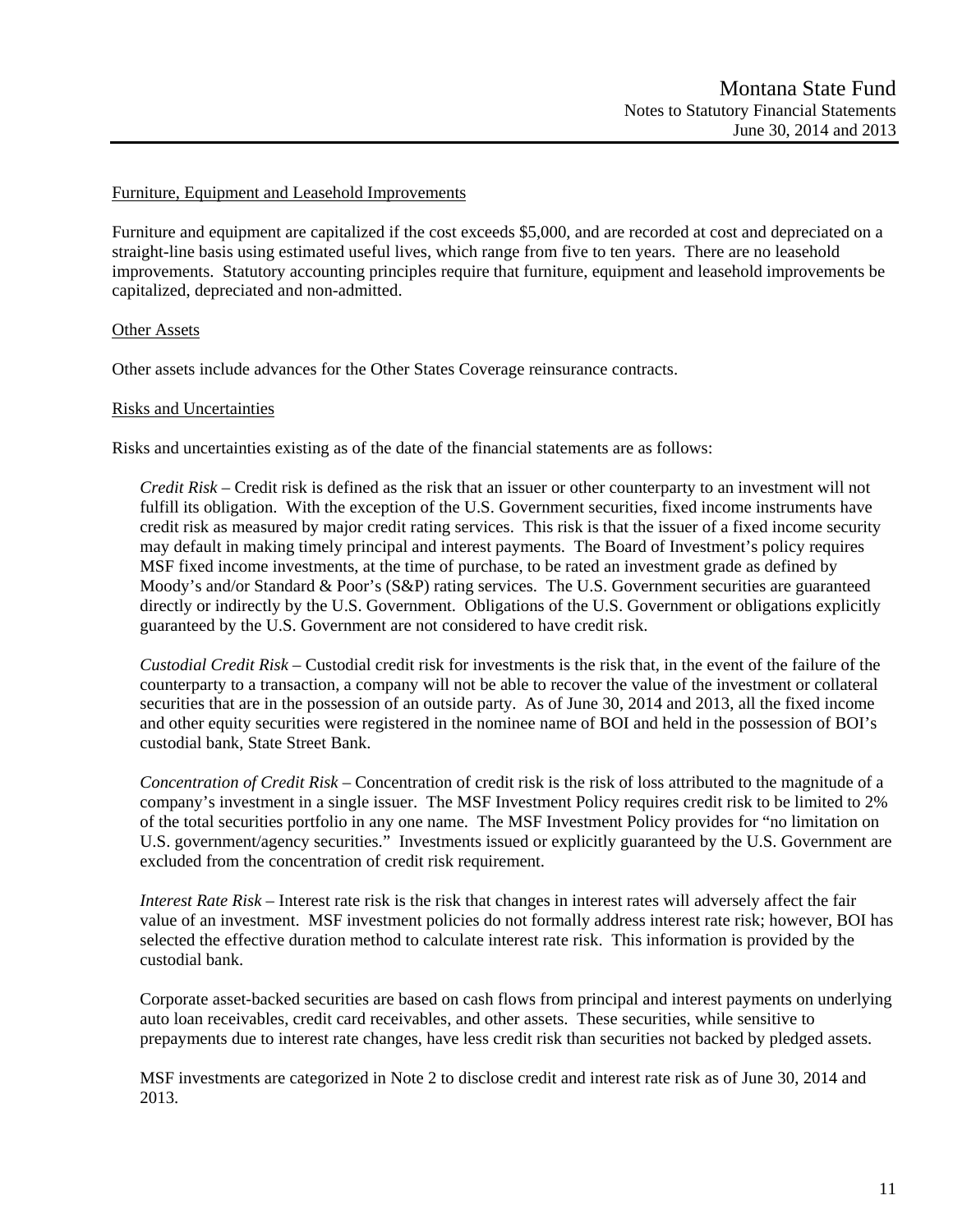Furniture, Equipment and Leasehold Improvements

Furniture and equipment are capitalized if the cost exceeds $5,000, and are recorded at cost and depreciated on a straight-line basis using estimated useful lives, which range from five to ten years. There are no leasehold improvements. Statutory accounting principles require that furniture, equipment and leasehold improvements be capitalized, depreciated and non-admitted.

Other Assets

Other assets include advances for the Other States Coverage reinsurance contracts.

Risks and Uncertainties

Risks and uncertainties existing as of the date of the financial statements are as follows:

*Credit Risk* – Credit risk is defined as the risk that an issuer or other counterparty to an investment will not fulfill its obligation. With the exception of the U.S. Government securities, fixed income instruments have credit risk as measured by major credit rating services. This risk is that the issuer of a fixed income security may default in making timely principal and interest payments. The Board of Investment's policy requires MSF fixed income investments, at the time of purchase, to be rated an investment grade as defined by Moody's and/or Standard & Poor's (S&P) rating services. The U.S. Government securities are guaranteed directly or indirectly by the U.S. Government. Obligations of the U.S. Government or obligations explicitly guaranteed by the U.S. Government are not considered to have credit risk.

*Custodial Credit Risk* – Custodial credit risk for investments is the risk that, in the event of the failure of the counterparty to a transaction, a company will not be able to recover the value of the investment or collateral securities that are in the possession of an outside party. As of June 30, 2014 and 2013, all the fixed income and other equity securities were registered in the nominee name of BOI and held in the possession of BOI's custodial bank, State Street Bank.

*Concentration of Credit Risk* – Concentration of credit risk is the risk of loss attributed to the magnitude of a company's investment in a single issuer. The MSF Investment Policy requires credit risk to be limited to 2% of the total securities portfolio in any one name. The MSF Investment Policy provides for "no limitation on U.S. government/agency securities." Investments issued or explicitly guaranteed by the U.S. Government are excluded from the concentration of credit risk requirement.

*Interest Rate Risk* – Interest rate risk is the risk that changes in interest rates will adversely affect the fair value of an investment. MSF investment policies do not formally address interest rate risk; however, BOI has selected the effective duration method to calculate interest rate risk. This information is provided by the custodial bank.

Corporate asset-backed securities are based on cash flows from principal and interest payments on underlying auto loan receivables, credit card receivables, and other assets. These securities, while sensitive to prepayments due to interest rate changes, have less credit risk than securities not backed by pledged assets.

MSF investments are categorized in Note 2 to disclose credit and interest rate risk as of June 30, 2014 and 2013.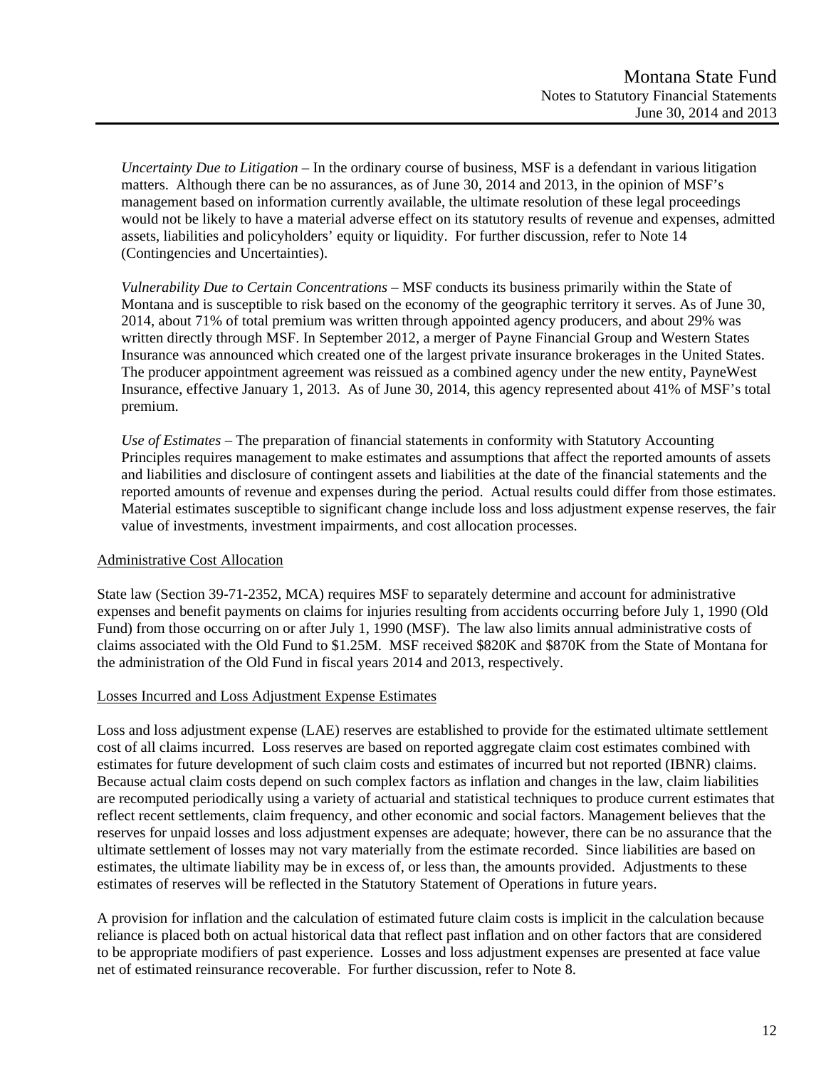*Uncertainty Due to Litigation* – In the ordinary course of business, MSF is a defendant in various litigation matters. Although there can be no assurances, as of June 30, 2014 and 2013, in the opinion of MSF's management based on information currently available, the ultimate resolution of these legal proceedings would not be likely to have a material adverse effect on its statutory results of revenue and expenses, admitted assets, liabilities and policyholders' equity or liquidity. For further discussion, refer to Note 14 (Contingencies and Uncertainties).

*Vulnerability Due to Certain Concentrations* – MSF conducts its business primarily within the State of Montana and is susceptible to risk based on the economy of the geographic territory it serves. As of June 30, 2014, about 71% of total premium was written through appointed agency producers, and about 29% was written directly through MSF. In September 2012, a merger of Payne Financial Group and Western States Insurance was announced which created one of the largest private insurance brokerages in the United States. The producer appointment agreement was reissued as a combined agency under the new entity, PayneWest Insurance, effective January 1, 2013. As of June 30, 2014, this agency represented about 41% of MSF's total premium.

*Use of Estimates* – The preparation of financial statements in conformity with Statutory Accounting Principles requires management to make estimates and assumptions that affect the reported amounts of assets and liabilities and disclosure of contingent assets and liabilities at the date of the financial statements and the reported amounts of revenue and expenses during the period. Actual results could differ from those estimates. Material estimates susceptible to significant change include loss and loss adjustment expense reserves, the fair value of investments, investment impairments, and cost allocation processes.

## Administrative Cost Allocation

State law (Section 39-71-2352, MCA) requires MSF to separately determine and account for administrative expenses and benefit payments on claims for injuries resulting from accidents occurring before July 1, 1990 (Old Fund) from those occurring on or after July 1, 1990 (MSF). The law also limits annual administrative costs of claims associated with the Old Fund to $1.25M. MSF received $820K and $870K from the State of Montana for the administration of the Old Fund in fiscal years 2014 and 2013, respectively.

## Losses Incurred and Loss Adjustment Expense Estimates

Loss and loss adjustment expense (LAE) reserves are established to provide for the estimated ultimate settlement cost of all claims incurred. Loss reserves are based on reported aggregate claim cost estimates combined with estimates for future development of such claim costs and estimates of incurred but not reported (IBNR) claims. Because actual claim costs depend on such complex factors as inflation and changes in the law, claim liabilities are recomputed periodically using a variety of actuarial and statistical techniques to produce current estimates that reflect recent settlements, claim frequency, and other economic and social factors. Management believes that the reserves for unpaid losses and loss adjustment expenses are adequate; however, there can be no assurance that the ultimate settlement of losses may not vary materially from the estimate recorded. Since liabilities are based on estimates, the ultimate liability may be in excess of, or less than, the amounts provided. Adjustments to these estimates of reserves will be reflected in the Statutory Statement of Operations in future years.

A provision for inflation and the calculation of estimated future claim costs is implicit in the calculation because reliance is placed both on actual historical data that reflect past inflation and on other factors that are considered to be appropriate modifiers of past experience. Losses and loss adjustment expenses are presented at face value net of estimated reinsurance recoverable. For further discussion, refer to Note 8.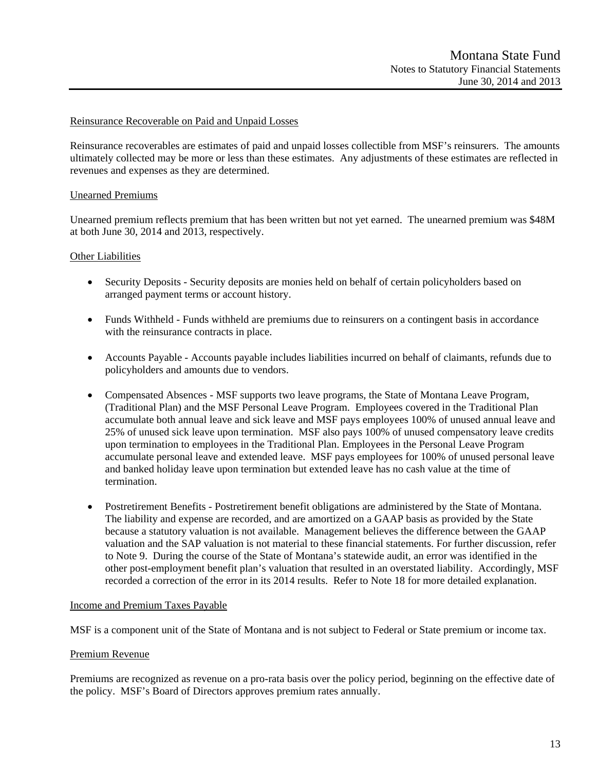### Reinsurance Recoverable on Paid and Unpaid Losses

Reinsurance recoverables are estimates of paid and unpaid losses collectible from MSF's reinsurers. The amounts ultimately collected may be more or less than these estimates. Any adjustments of these estimates are reflected in revenues and expenses as they are determined.

### Unearned Premiums

Unearned premium reflects premium that has been written but not yet earned. The unearned premium was $48M at both June 30, 2014 and 2013, respectively.

### Other Liabilities

- Security Deposits - Security deposits are monies held on behalf of certain policyholders based on arranged payment terms or account history.
- Funds Withheld - Funds withheld are premiums due to reinsurers on a contingent basis in accordance with the reinsurance contracts in place.
- Accounts Payable - Accounts payable includes liabilities incurred on behalf of claimants, refunds due to policyholders and amounts due to vendors.
- Compensated Absences - MSF supports two leave programs, the State of Montana Leave Program, (Traditional Plan) and the MSF Personal Leave Program. Employees covered in the Traditional Plan accumulate both annual leave and sick leave and MSF pays employees 100% of unused annual leave and 25% of unused sick leave upon termination. MSF also pays 100% of unused compensatory leave credits upon termination to employees in the Traditional Plan. Employees in the Personal Leave Program accumulate personal leave and extended leave. MSF pays employees for 100% of unused personal leave and banked holiday leave upon termination but extended leave has no cash value at the time of termination.
- Postretirement Benefits - Postretirement benefit obligations are administered by the State of Montana. The liability and expense are recorded, and are amortized on a GAAP basis as provided by the State because a statutory valuation is not available. Management believes the difference between the GAAP valuation and the SAP valuation is not material to these financial statements. For further discussion, refer to Note 9. During the course of the State of Montana's statewide audit, an error was identified in the other post-employment benefit plan's valuation that resulted in an overstated liability. Accordingly, MSF recorded a correction of the error in its 2014 results. Refer to Note 18 for more detailed explanation.

### Income and Premium Taxes Payable

MSF is a component unit of the State of Montana and is not subject to Federal or State premium or income tax.

### Premium Revenue

Premiums are recognized as revenue on a pro-rata basis over the policy period, beginning on the effective date of the policy. MSF's Board of Directors approves premium rates annually.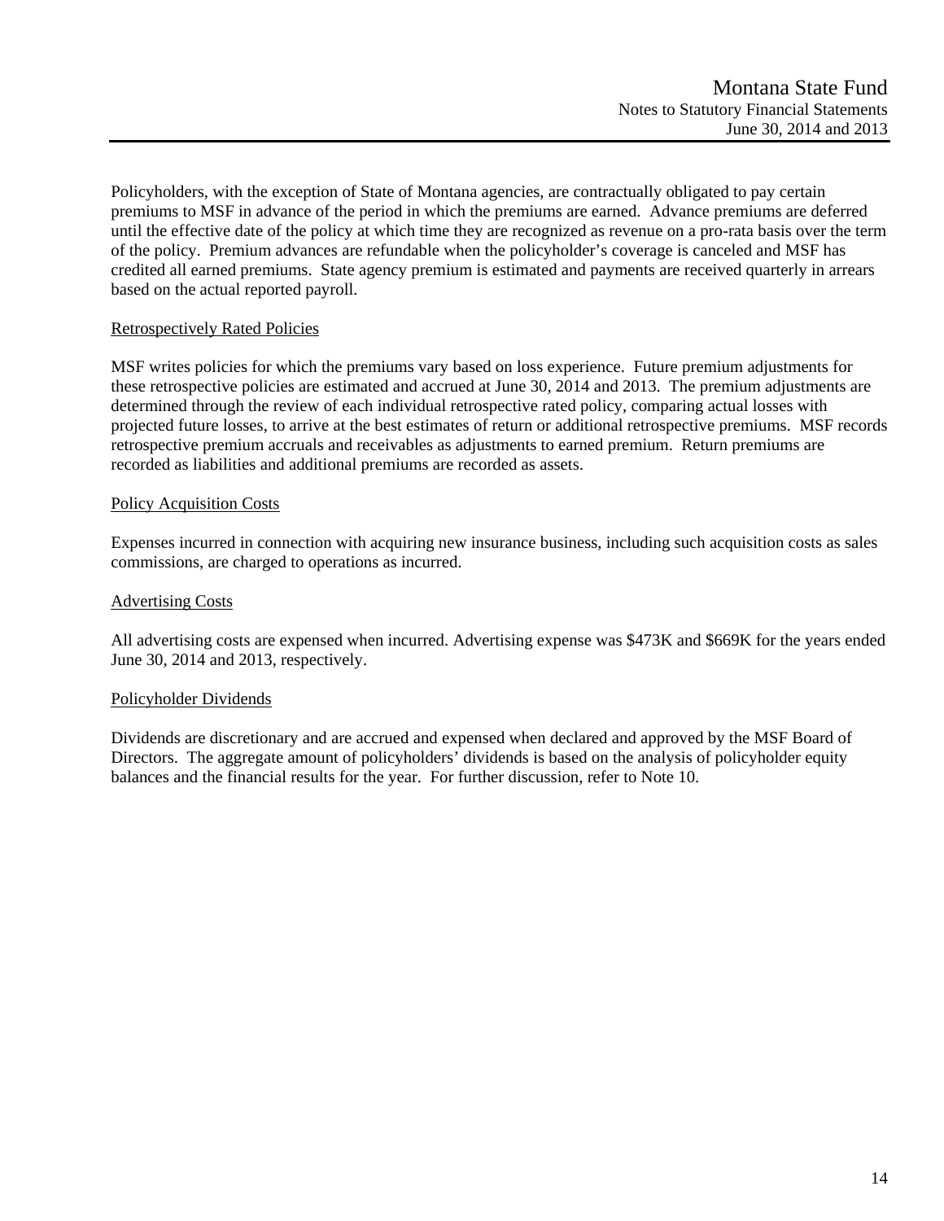Policyholders, with the exception of State of Montana agencies, are contractually obligated to pay certain premiums to MSF in advance of the period in which the premiums are earned. Advance premiums are deferred until the effective date of the policy at which time they are recognized as revenue on a pro-rata basis over the term of the policy. Premium advances are refundable when the policyholder's coverage is canceled and MSF has credited all earned premiums. State agency premium is estimated and payments are received quarterly in arrears based on the actual reported payroll.

### Retrospectively Rated Policies

MSF writes policies for which the premiums vary based on loss experience. Future premium adjustments for these retrospective policies are estimated and accrued at June 30, 2014 and 2013. The premium adjustments are determined through the review of each individual retrospective rated policy, comparing actual losses with projected future losses, to arrive at the best estimates of return or additional retrospective premiums. MSF records retrospective premium accruals and receivables as adjustments to earned premium. Return premiums are recorded as liabilities and additional premiums are recorded as assets.

### Policy Acquisition Costs

Expenses incurred in connection with acquiring new insurance business, including such acquisition costs as sales commissions, are charged to operations as incurred.

### Advertising Costs

All advertising costs are expensed when incurred. Advertising expense was $473K and $669K for the years ended June 30, 2014 and 2013, respectively.

### Policyholder Dividends

Dividends are discretionary and are accrued and expensed when declared and approved by the MSF Board of Directors. The aggregate amount of policyholders' dividends is based on the analysis of policyholder equity balances and the financial results for the year. For further discussion, refer to Note 10.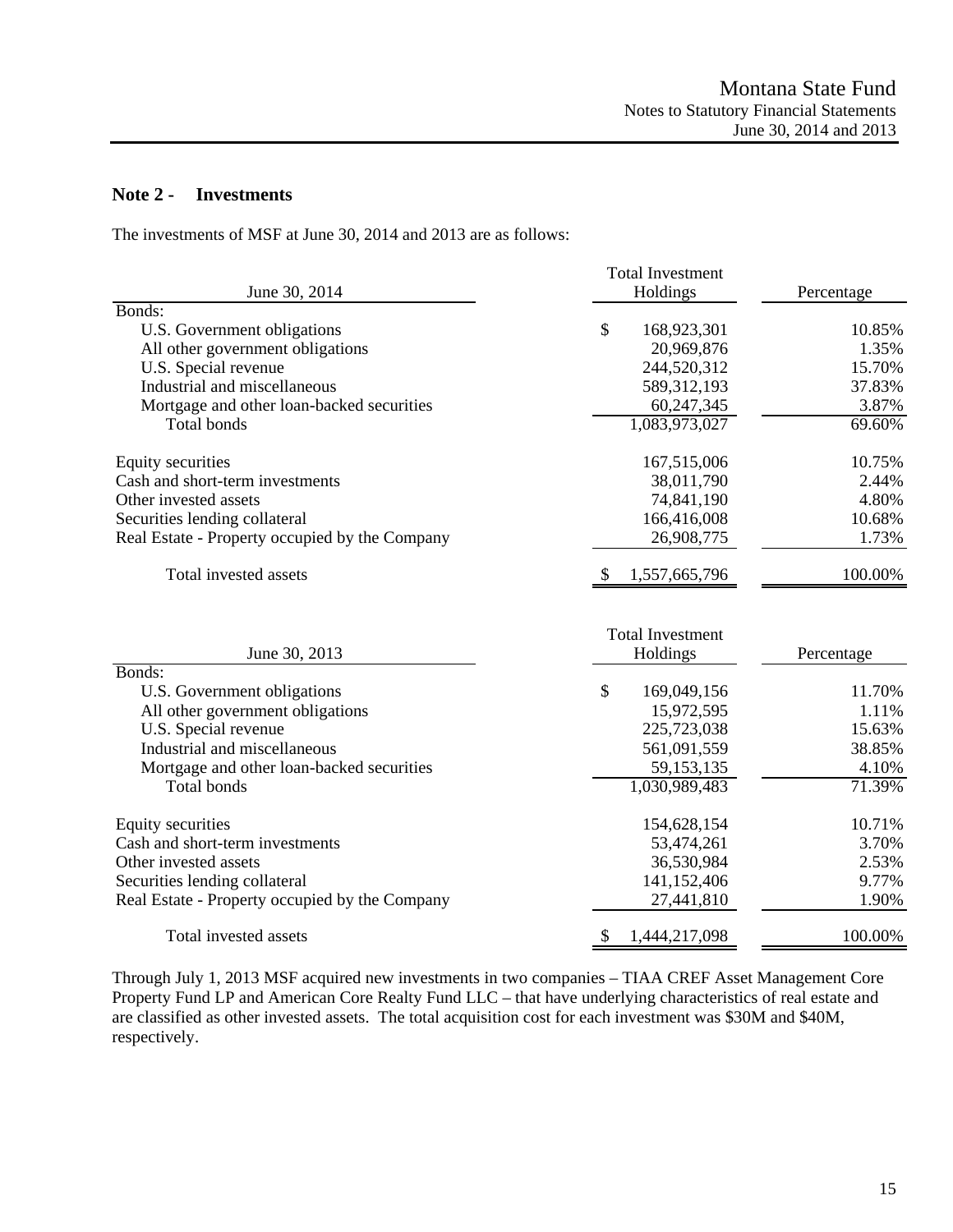## Note 2 - Investments

The investments of MSF at June 30, 2014 and 2013 are as follows:

| June 30, 2014 | Total Investment Holdings | Percentage |
|---|---|---|
| Bonds: | | |
| U.S. Government obligations | $ 168,923,301 | 10.85% |
| All other government obligations | 20,969,876 | 1.35% |
| U.S. Special revenue | 244,520,312 | 15.70% |
| Industrial and miscellaneous | 589,312,193 | 37.83% |
| Mortgage and other loan-backed securities | 60,247,345 | 3.87% |
| Total bonds | 1,083,973,027 | 69.60% |
| Equity securities | 167,515,006 | 10.75% |
| Cash and short-term investments | 38,011,790 | 2.44% |
| Other invested assets | 74,841,190 | 4.80% |
| Securities lending collateral | 166,416,008 | 10.68% |
| Real Estate - Property occupied by the Company | 26,908,775 | 1.73% |
| Total invested assets | $ 1,557,665,796 | 100.00% |

| June 30, 2013 | Total Investment Holdings | Percentage |
|---|---|---|
| Bonds: | | |
| U.S. Government obligations | $ 169,049,156 | 11.70% |
| All other government obligations | 15,972,595 | 1.11% |
| U.S. Special revenue | 225,723,038 | 15.63% |
| Industrial and miscellaneous | 561,091,559 | 38.85% |
| Mortgage and other loan-backed securities | 59,153,135 | 4.10% |
| Total bonds | 1,030,989,483 | 71.39% |
| Equity securities | 154,628,154 | 10.71% |
| Cash and short-term investments | 53,474,261 | 3.70% |
| Other invested assets | 36,530,984 | 2.53% |
| Securities lending collateral | 141,152,406 | 9.77% |
| Real Estate - Property occupied by the Company | 27,441,810 | 1.90% |
| Total invested assets | $ 1,444,217,098 | 100.00% |

Through July 1, 2013 MSF acquired new investments in two companies – TIAA CREF Asset Management Core Property Fund LP and American Core Realty Fund LLC – that have underlying characteristics of real estate and are classified as other invested assets. The total acquisition cost for each investment was $30M and $40M, respectively.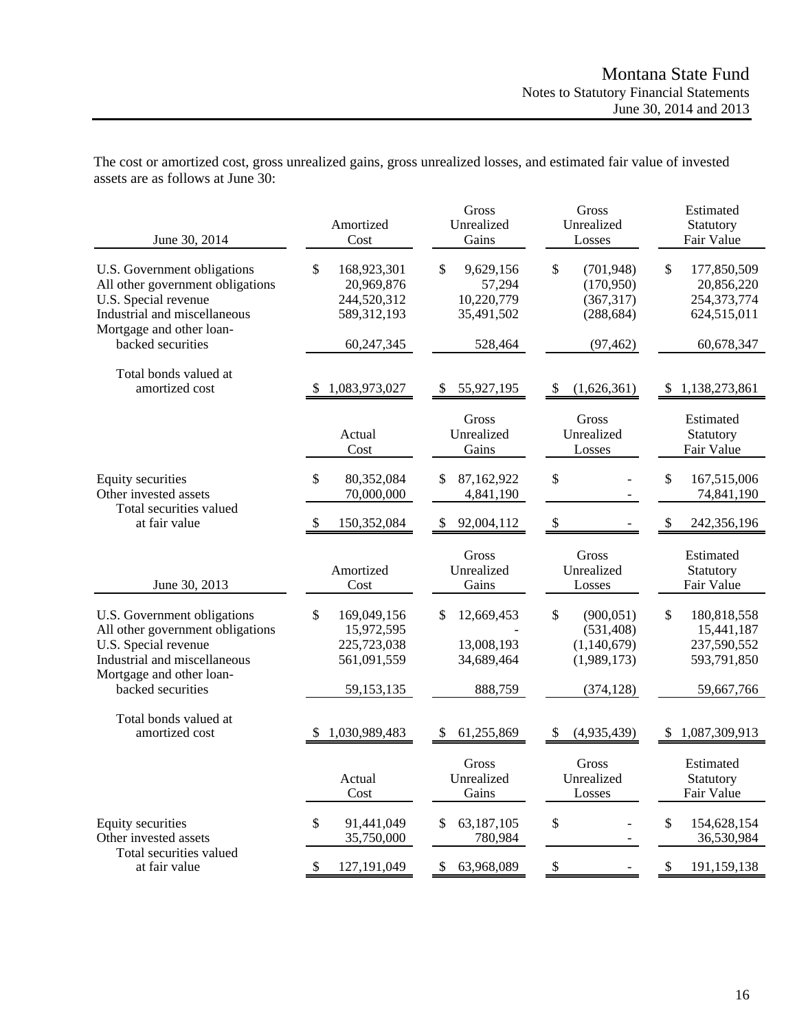The cost or amortized cost, gross unrealized gains, gross unrealized losses, and estimated fair value of invested assets are as follows at June 30:

| June 30, 2014 | Amortized Cost | Gross Unrealized Gains | Gross Unrealized Losses | Estimated Statutory Fair Value |
|---|---|---|---|---|
| U.S. Government obligations | $ 168,923,301 | $ 9,629,156 | $ (701,948) | $ 177,850,509 |
| All other government obligations | 20,969,876 | 57,294 | (170,950) | 20,856,220 |
| U.S. Special revenue | 244,520,312 | 10,220,779 | (367,317) | 254,373,774 |
| Industrial and miscellaneous | 589,312,193 | 35,491,502 | (288,684) | 624,515,011 |
| Mortgage and other loan-backed securities | 60,247,345 | 528,464 | (97,462) | 60,678,347 |
| Total bonds valued at amortized cost | $ 1,083,973,027 | $ 55,927,195 | $ (1,626,361) | $ 1,138,273,861 |

| | Actual Cost | Gross Unrealized Gains | Gross Unrealized Losses | Estimated Statutory Fair Value |
|---|---|---|---|---|
| Equity securities | $ 80,352,084 | $ 87,162,922 | $ - | $ 167,515,006 |
| Other invested assets | 70,000,000 | 4,841,190 | - | 74,841,190 |
| Total securities valued at fair value | $ 150,352,084 | $ 92,004,112 | $ - | $ 242,356,196 |

| June 30, 2013 | Amortized Cost | Gross Unrealized Gains | Gross Unrealized Losses | Estimated Statutory Fair Value |
|---|---|---|---|---|
| U.S. Government obligations | $ 169,049,156 | $ 12,669,453 | $ (900,051) | $ 180,818,558 |
| All other government obligations | 15,972,595 | - | (531,408) | 15,441,187 |
| U.S. Special revenue | 225,723,038 | 13,008,193 | (1,140,679) | 237,590,552 |
| Industrial and miscellaneous | 561,091,559 | 34,689,464 | (1,989,173) | 593,791,850 |
| Mortgage and other loan-backed securities | 59,153,135 | 888,759 | (374,128) | 59,667,766 |
| Total bonds valued at amortized cost | $ 1,030,989,483 | $ 61,255,869 | $ (4,935,439) | $ 1,087,309,913 |

| | Actual Cost | Gross Unrealized Gains | Gross Unrealized Losses | Estimated Statutory Fair Value |
|---|---|---|---|---|
| Equity securities | $ 91,441,049 | $ 63,187,105 | $ - | $ 154,628,154 |
| Other invested assets | 35,750,000 | 780,984 | - | 36,530,984 |
| Total securities valued at fair value | $ 127,191,049 | $ 63,968,089 | $ - | $ 191,159,138 |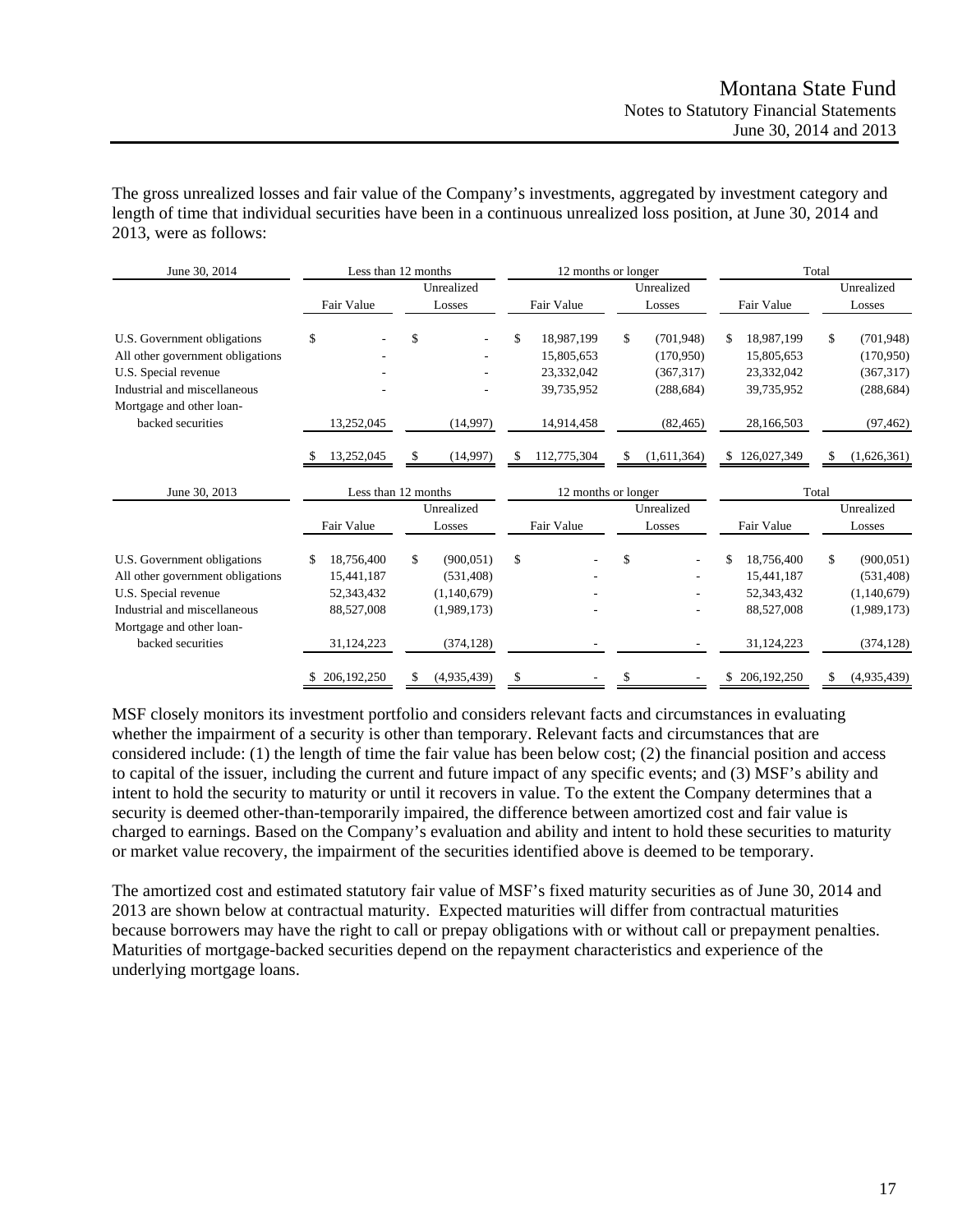The gross unrealized losses and fair value of the Company's investments, aggregated by investment category and length of time that individual securities have been in a continuous unrealized loss position, at June 30, 2014 and 2013, were as follows:

| June 30, 2014 | Less than 12 months | | 12 months or longer | | Total | |
|---|---|---|---|---|---|---|
| | Fair Value | Unrealized Losses | Fair Value | Unrealized Losses | Fair Value | Unrealized Losses |
| U.S. Government obligations | $ - | $ - | $ 18,987,199 | $ (701,948) | $ 18,987,199 | $ (701,948) |
| All other government obligations | - | - | 15,805,653 | (170,950) | 15,805,653 | (170,950) |
| U.S. Special revenue | - | - | 23,332,042 | (367,317) | 23,332,042 | (367,317) |
| Industrial and miscellaneous | - | - | 39,735,952 | (288,684) | 39,735,952 | (288,684) |
| Mortgage and other loan-backed securities | 13,252,045 | (14,997) | 14,914,458 | (82,465) | 28,166,503 | (97,462) |
| | $ 13,252,045 | $ (14,997) | $ 112,775,304 | $ (1,611,364) | $ 126,027,349 | $ (1,626,361) |

| June 30, 2013 | Less than 12 months | | 12 months or longer | | Total | |
|---|---|---|---|---|---|---|
| | Fair Value | Unrealized Losses | Fair Value | Unrealized Losses | Fair Value | Unrealized Losses |
| U.S. Government obligations | $ 18,756,400 | $ (900,051) | $ - | $ - | $ 18,756,400 | $ (900,051) |
| All other government obligations | 15,441,187 | (531,408) | - | - | 15,441,187 | (531,408) |
| U.S. Special revenue | 52,343,432 | (1,140,679) | - | - | 52,343,432 | (1,140,679) |
| Industrial and miscellaneous | 88,527,008 | (1,989,173) | - | - | 88,527,008 | (1,989,173) |
| Mortgage and other loan-backed securities | 31,124,223 | (374,128) | - | - | 31,124,223 | (374,128) |
| | $ 206,192,250 | $ (4,935,439) | $ - | $ - | $ 206,192,250 | $ (4,935,439) |

MSF closely monitors its investment portfolio and considers relevant facts and circumstances in evaluating whether the impairment of a security is other than temporary. Relevant facts and circumstances that are considered include: (1) the length of time the fair value has been below cost; (2) the financial position and access to capital of the issuer, including the current and future impact of any specific events; and (3) MSF's ability and intent to hold the security to maturity or until it recovers in value. To the extent the Company determines that a security is deemed other-than-temporarily impaired, the difference between amortized cost and fair value is charged to earnings. Based on the Company's evaluation and ability and intent to hold these securities to maturity or market value recovery, the impairment of the securities identified above is deemed to be temporary.

The amortized cost and estimated statutory fair value of MSF's fixed maturity securities as of June 30, 2014 and 2013 are shown below at contractual maturity. Expected maturities will differ from contractual maturities because borrowers may have the right to call or prepay obligations with or without call or prepayment penalties. Maturities of mortgage-backed securities depend on the repayment characteristics and experience of the underlying mortgage loans.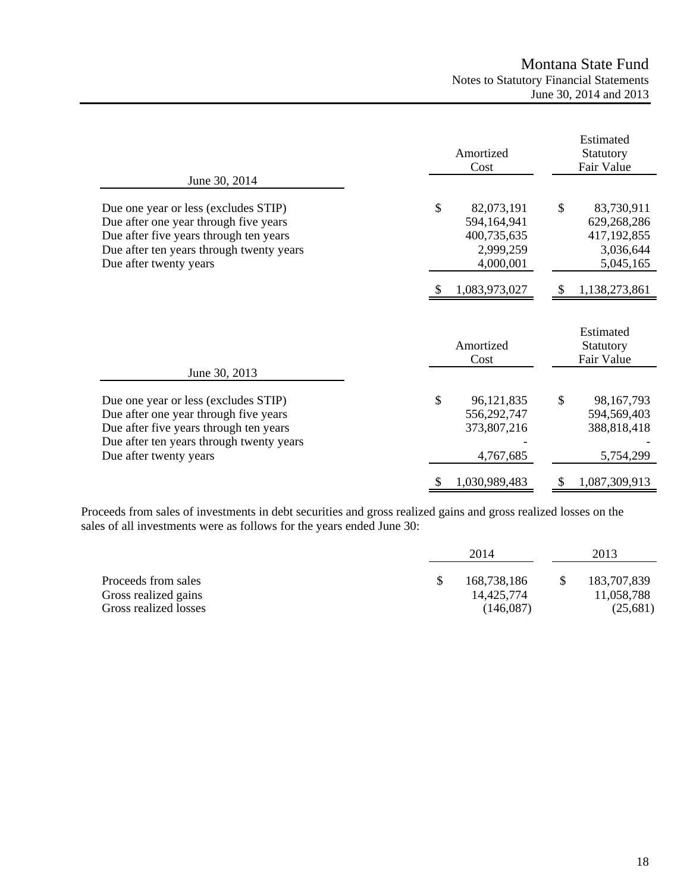| June 30, 2014 | Amortized Cost | Estimated Statutory Fair Value |
|---|---|---|
| Due one year or less (excludes STIP) | $ 82,073,191 | $ 83,730,911 |
| Due after one year through five years | 594,164,941 | 629,268,286 |
| Due after five years through ten years | 400,735,635 | 417,192,855 |
| Due after ten years through twenty years | 2,999,259 | 3,036,644 |
| Due after twenty years | 4,000,001 | 5,045,165 |
| | $ 1,083,973,027 | $ 1,138,273,861 |

| June 30, 2013 | Amortized Cost | Estimated Statutory Fair Value |
|---|---|---|
| Due one year or less (excludes STIP) | $ 96,121,835 | $ 98,167,793 |
| Due after one year through five years | 556,292,747 | 594,569,403 |
| Due after five years through ten years | 373,807,216 | 388,818,418 |
| Due after ten years through twenty years | - | - |
| Due after twenty years | 4,767,685 | 5,754,299 |
| | $ 1,030,989,483 | $ 1,087,309,913 |

Proceeds from sales of investments in debt securities and gross realized gains and gross realized losses on the sales of all investments were as follows for the years ended June 30:

| | 2014 | 2013 |
|---|---|---|
| Proceeds from sales | $ 168,738,186 | $ 183,707,839 |
| Gross realized gains | 14,425,774 | 11,058,788 |
| Gross realized losses | (146,087) | (25,681) |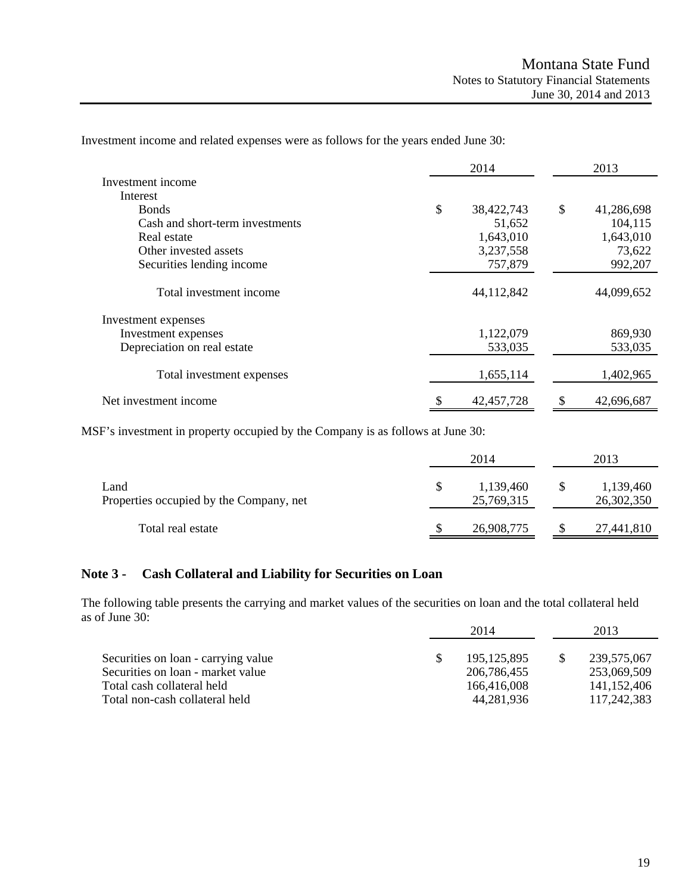Investment income and related expenses were as follows for the years ended June 30:

| | 2014 | 2013 |
|---|---|---|
| Investment income | | |
| Interest | | |
| Bonds | $ 38,422,743 | $ 41,286,698 |
| Cash and short-term investments | 51,652 | 104,115 |
| Real estate | 1,643,010 | 1,643,010 |
| Other invested assets | 3,237,558 | 73,622 |
| Securities lending income | 757,879 | 992,207 |
| Total investment income | 44,112,842 | 44,099,652 |
| Investment expenses | | |
| Investment expenses | 1,122,079 | 869,930 |
| Depreciation on real estate | 533,035 | 533,035 |
| Total investment expenses | 1,655,114 | 1,402,965 |
| Net investment income | $ 42,457,728 | $ 42,696,687 |

MSF's investment in property occupied by the Company is as follows at June 30:

| | 2014 | 2013 |
|---|---|---|
| Land | $ 1,139,460 | $ 1,139,460 |
| Properties occupied by the Company, net | 25,769,315 | 26,302,350 |
| Total real estate | $ 26,908,775 | $ 27,441,810 |

## Note 3 - Cash Collateral and Liability for Securities on Loan

The following table presents the carrying and market values of the securities on loan and the total collateral held as of June 30:

| | 2014 | 2013 |
|---|---|---|
| Securities on loan - carrying value | $ 195,125,895 | $ 239,575,067 |
| Securities on loan - market value | 206,786,455 | 253,069,509 |
| Total cash collateral held | 166,416,008 | 141,152,406 |
| Total non-cash collateral held | 44,281,936 | 117,242,383 |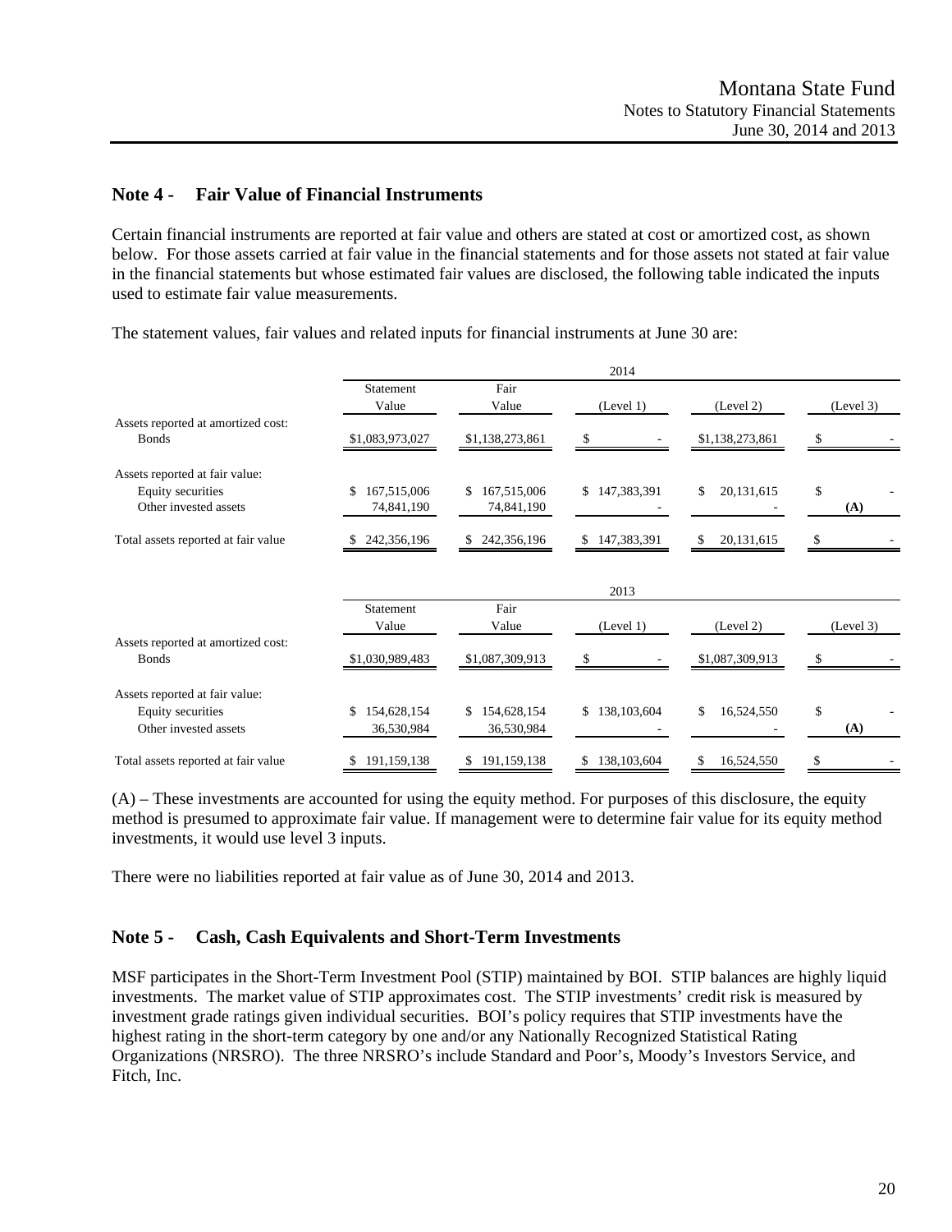## Note 4 - Fair Value of Financial Instruments

Certain financial instruments are reported at fair value and others are stated at cost or amortized cost, as shown below. For those assets carried at fair value in the financial statements and for those assets not stated at fair value in the financial statements but whose estimated fair values are disclosed, the following table indicated the inputs used to estimate fair value measurements.

The statement values, fair values and related inputs for financial instruments at June 30 are:

| | 2014 | | | | |
|---|---|---|---|---|---|
| | Statement Value | Fair Value | (Level 1) | (Level 2) | (Level 3) |
| Assets reported at amortized cost: | | | | | |
| Bonds | $1,083,973,027 | $1,138,273,861 | $ - | $1,138,273,861 | $ - |
| Assets reported at fair value: | | | | | |
| Equity securities | $ 167,515,006 | $ 167,515,006 | $ 147,383,391 | $ 20,131,615 | $ - |
| Other invested assets | 74,841,190 | 74,841,190 | - | - | (A) |
| Total assets reported at fair value | $ 242,356,196 | $ 242,356,196 | $ 147,383,391 | $ 20,131,615 | $ - |

| | 2013 | | | | |
|---|---|---|---|---|---|
| | Statement Value | Fair Value | (Level 1) | (Level 2) | (Level 3) |
| Assets reported at amortized cost: | | | | | |
| Bonds | $1,030,989,483 | $1,087,309,913 | $ - | $1,087,309,913 | $ - |
| Assets reported at fair value: | | | | | |
| Equity securities | $ 154,628,154 | $ 154,628,154 | $ 138,103,604 | $ 16,524,550 | $ - |
| Other invested assets | 36,530,984 | 36,530,984 | - | - | (A) |
| Total assets reported at fair value | $ 191,159,138 | $ 191,159,138 | $ 138,103,604 | $ 16,524,550 | $ - |

(A) – These investments are accounted for using the equity method. For purposes of this disclosure, the equity method is presumed to approximate fair value. If management were to determine fair value for its equity method investments, it would use level 3 inputs.

There were no liabilities reported at fair value as of June 30, 2014 and 2013.

## Note 5 - Cash, Cash Equivalents and Short-Term Investments

MSF participates in the Short-Term Investment Pool (STIP) maintained by BOI. STIP balances are highly liquid investments. The market value of STIP approximates cost. The STIP investments' credit risk is measured by investment grade ratings given individual securities. BOI's policy requires that STIP investments have the highest rating in the short-term category by one and/or any Nationally Recognized Statistical Rating Organizations (NRSRO). The three NRSRO's include Standard and Poor's, Moody's Investors Service, and Fitch, Inc.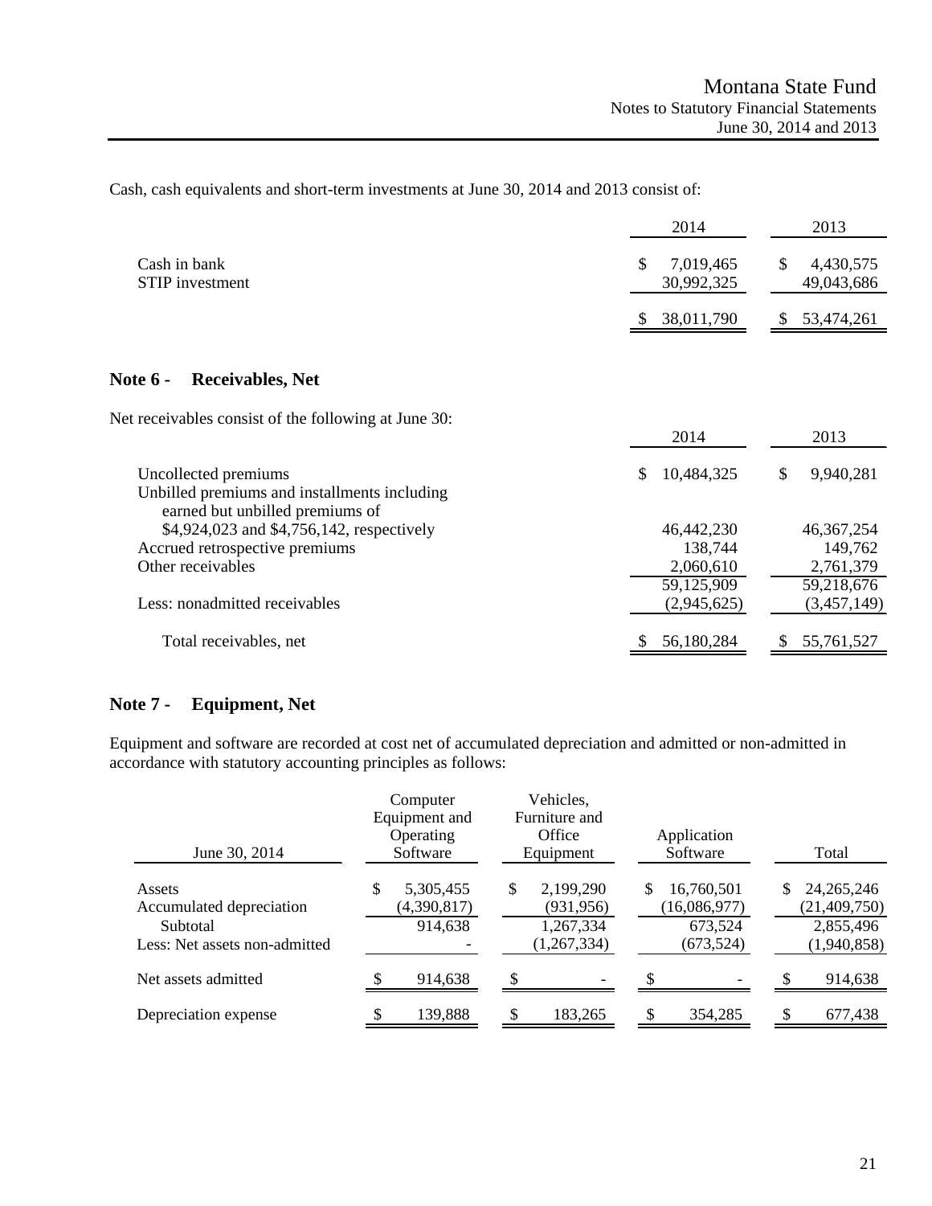Cash, cash equivalents and short-term investments at June 30, 2014 and 2013 consist of:

| | 2014 | 2013 |
|---|---|---|
| Cash in bank | $ 7,019,465 | $ 4,430,575 |
| STIP investment | 30,992,325 | 49,043,686 |
| | $ 38,011,790 | $ 53,474,261 |

## Note 6 - Receivables, Net

Net receivables consist of the following at June 30:

| | 2014 | 2013 |
|---|---|---|
| Uncollected premiums | $ 10,484,325 | $ 9,940,281 |
| Unbilled premiums and installments including earned but unbilled premiums of $4,924,023 and $4,756,142, respectively | 46,442,230 | 46,367,254 |
| Accrued retrospective premiums | 138,744 | 149,762 |
| Other receivables | 2,060,610 | 2,761,379 |
| | 59,125,909 | 59,218,676 |
| Less: nonadmitted receivables | (2,945,625) | (3,457,149) |
| Total receivables, net | $ 56,180,284 | $ 55,761,527 |

## Note 7 - Equipment, Net

Equipment and software are recorded at cost net of accumulated depreciation and admitted or non-admitted in accordance with statutory accounting principles as follows:

| June 30, 2014 | Computer Equipment and Operating Software | Vehicles, Furniture and Office Equipment | Application Software | Total |
|---|---|---|---|---|
| Assets | $ 5,305,455 | $ 2,199,290 | $ 16,760,501 | $ 24,265,246 |
| Accumulated depreciation | (4,390,817) | (931,956) | (16,086,977) | (21,409,750) |
| Subtotal | 914,638 | 1,267,334 | 673,524 | 2,855,496 |
| Less: Net assets non-admitted | - | (1,267,334) | (673,524) | (1,940,858) |
| Net assets admitted | $ 914,638 | $ - | $ - | $ 914,638 |
| Depreciation expense | $ 139,888 | $ 183,265 | $ 354,285 | $ 677,438 |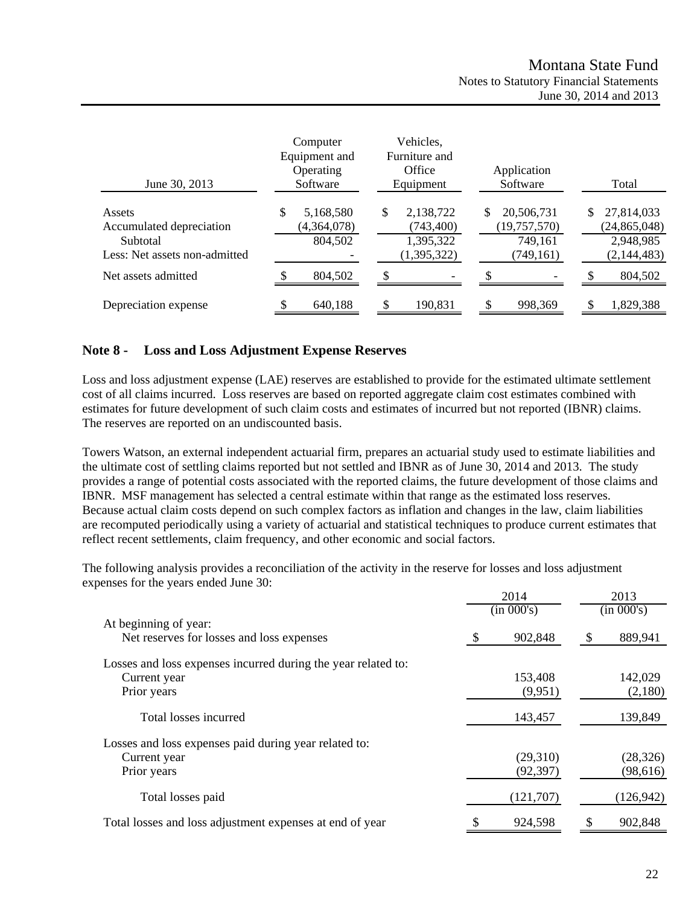| June 30, 2013 | Computer Equipment and Operating Software | Vehicles, Furniture and Office Equipment | Application Software | Total |
|---|---|---|---|---|
| Assets | $ 5,168,580 | $ 2,138,722 | $ 20,506,731 | $ 27,814,033 |
| Accumulated depreciation | (4,364,078) | (743,400) | (19,757,570) | (24,865,048) |
| Subtotal | 804,502 | 1,395,322 | 749,161 | 2,948,985 |
| Less: Net assets non-admitted | - | (1,395,322) | (749,161) | (2,144,483) |
| Net assets admitted | $ 804,502 | $ - | $ - | $ 804,502 |
| Depreciation expense | $ 640,188 | $ 190,831 | $ 998,369 | $ 1,829,388 |

## Note 8 - Loss and Loss Adjustment Expense Reserves

Loss and loss adjustment expense (LAE) reserves are established to provide for the estimated ultimate settlement cost of all claims incurred. Loss reserves are based on reported aggregate claim cost estimates combined with estimates for future development of such claim costs and estimates of incurred but not reported (IBNR) claims. The reserves are reported on an undiscounted basis.

Towers Watson, an external independent actuarial firm, prepares an actuarial study used to estimate liabilities and the ultimate cost of settling claims reported but not settled and IBNR as of June 30, 2014 and 2013. The study provides a range of potential costs associated with the reported claims, the future development of those claims and IBNR. MSF management has selected a central estimate within that range as the estimated loss reserves. Because actual claim costs depend on such complex factors as inflation and changes in the law, claim liabilities are recomputed periodically using a variety of actuarial and statistical techniques to produce current estimates that reflect recent settlements, claim frequency, and other economic and social factors.

The following analysis provides a reconciliation of the activity in the reserve for losses and loss adjustment expenses for the years ended June 30:

| | 2014 (in 000's) | 2013 (in 000's) |
|---|---|---|
| At beginning of year: | | |
| Net reserves for losses and loss expenses | $ 902,848 | $ 889,941 |
| Losses and loss expenses incurred during the year related to: | | |
| Current year | 153,408 | 142,029 |
| Prior years | (9,951) | (2,180) |
| Total losses incurred | 143,457 | 139,849 |
| Losses and loss expenses paid during year related to: | | |
| Current year | (29,310) | (28,326) |
| Prior years | (92,397) | (98,616) |
| Total losses paid | (121,707) | (126,942) |
| Total losses and loss adjustment expenses at end of year | $ 924,598 | $ 902,848 |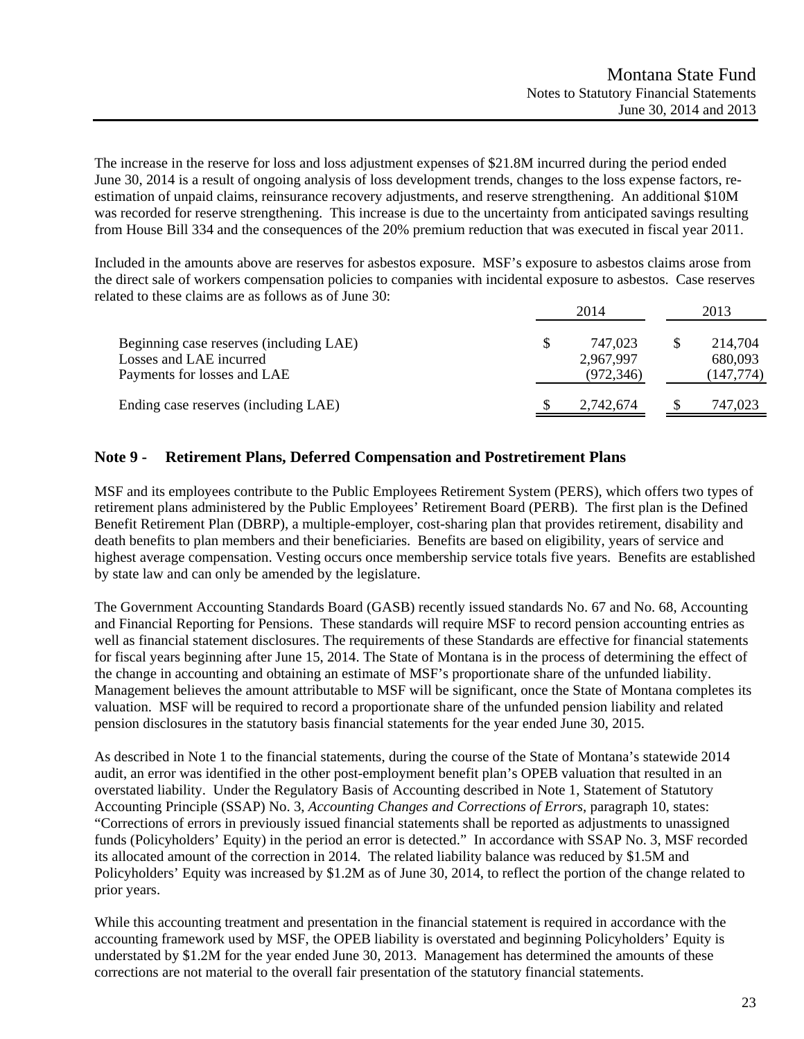The increase in the reserve for loss and loss adjustment expenses of $21.8M incurred during the period ended June 30, 2014 is a result of ongoing analysis of loss development trends, changes to the loss expense factors, re-estimation of unpaid claims, reinsurance recovery adjustments, and reserve strengthening. An additional $10M was recorded for reserve strengthening. This increase is due to the uncertainty from anticipated savings resulting from House Bill 334 and the consequences of the 20% premium reduction that was executed in fiscal year 2011.

Included in the amounts above are reserves for asbestos exposure. MSF's exposure to asbestos claims arose from the direct sale of workers compensation policies to companies with incidental exposure to asbestos. Case reserves related to these claims are as follows as of June 30:

| | 2014 | 2013 |
|---|---|---|
| Beginning case reserves (including LAE) | $ 747,023 | $ 214,704 |
| Losses and LAE incurred | 2,967,997 | 680,093 |
| Payments for losses and LAE | (972,346) | (147,774) |
| Ending case reserves (including LAE) | $ 2,742,674 | $ 747,023 |

## Note 9 - Retirement Plans, Deferred Compensation and Postretirement Plans

MSF and its employees contribute to the Public Employees Retirement System (PERS), which offers two types of retirement plans administered by the Public Employees' Retirement Board (PERB). The first plan is the Defined Benefit Retirement Plan (DBRP), a multiple-employer, cost-sharing plan that provides retirement, disability and death benefits to plan members and their beneficiaries. Benefits are based on eligibility, years of service and highest average compensation. Vesting occurs once membership service totals five years. Benefits are established by state law and can only be amended by the legislature.

The Government Accounting Standards Board (GASB) recently issued standards No. 67 and No. 68, Accounting and Financial Reporting for Pensions. These standards will require MSF to record pension accounting entries as well as financial statement disclosures. The requirements of these Standards are effective for financial statements for fiscal years beginning after June 15, 2014. The State of Montana is in the process of determining the effect of the change in accounting and obtaining an estimate of MSF's proportionate share of the unfunded liability. Management believes the amount attributable to MSF will be significant, once the State of Montana completes its valuation. MSF will be required to record a proportionate share of the unfunded pension liability and related pension disclosures in the statutory basis financial statements for the year ended June 30, 2015.

As described in Note 1 to the financial statements, during the course of the State of Montana's statewide 2014 audit, an error was identified in the other post-employment benefit plan's OPEB valuation that resulted in an overstated liability. Under the Regulatory Basis of Accounting described in Note 1, Statement of Statutory Accounting Principle (SSAP) No. 3, *Accounting Changes and Corrections of Errors*, paragraph 10, states: "Corrections of errors in previously issued financial statements shall be reported as adjustments to unassigned funds (Policyholders' Equity) in the period an error is detected." In accordance with SSAP No. 3, MSF recorded its allocated amount of the correction in 2014. The related liability balance was reduced by $1.5M and Policyholders' Equity was increased by $1.2M as of June 30, 2014, to reflect the portion of the change related to prior years.

While this accounting treatment and presentation in the financial statement is required in accordance with the accounting framework used by MSF, the OPEB liability is overstated and beginning Policyholders' Equity is understated by $1.2M for the year ended June 30, 2013. Management has determined the amounts of these corrections are not material to the overall fair presentation of the statutory financial statements.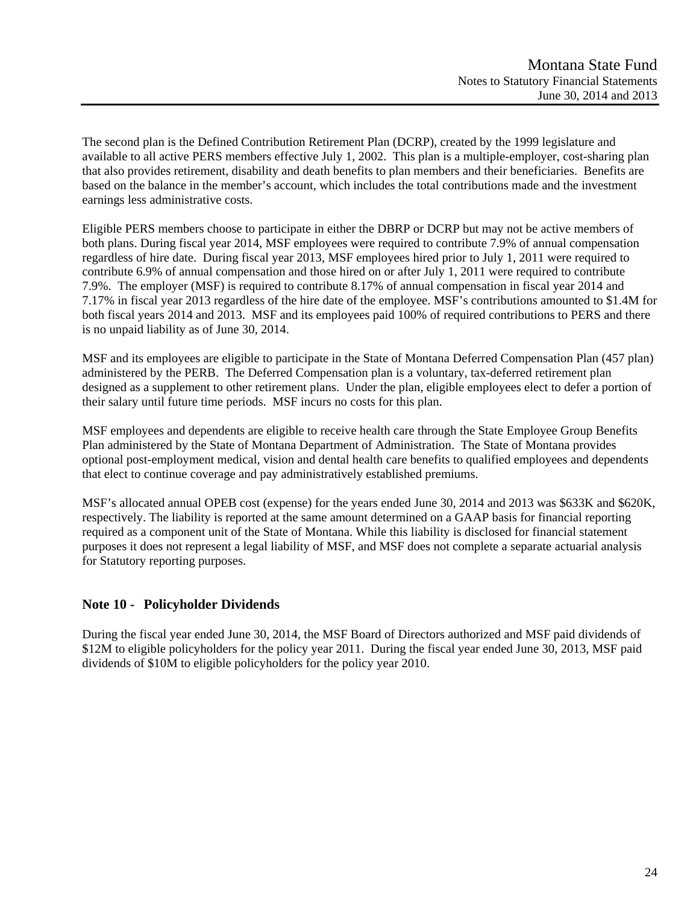The second plan is the Defined Contribution Retirement Plan (DCRP), created by the 1999 legislature and available to all active PERS members effective July 1, 2002. This plan is a multiple-employer, cost-sharing plan that also provides retirement, disability and death benefits to plan members and their beneficiaries. Benefits are based on the balance in the member's account, which includes the total contributions made and the investment earnings less administrative costs.

Eligible PERS members choose to participate in either the DBRP or DCRP but may not be active members of both plans. During fiscal year 2014, MSF employees were required to contribute 7.9% of annual compensation regardless of hire date. During fiscal year 2013, MSF employees hired prior to July 1, 2011 were required to contribute 6.9% of annual compensation and those hired on or after July 1, 2011 were required to contribute 7.9%. The employer (MSF) is required to contribute 8.17% of annual compensation in fiscal year 2014 and 7.17% in fiscal year 2013 regardless of the hire date of the employee. MSF's contributions amounted to \$1.4M for both fiscal years 2014 and 2013. MSF and its employees paid 100% of required contributions to PERS and there is no unpaid liability as of June 30, 2014.

MSF and its employees are eligible to participate in the State of Montana Deferred Compensation Plan (457 plan) administered by the PERB. The Deferred Compensation plan is a voluntary, tax-deferred retirement plan designed as a supplement to other retirement plans. Under the plan, eligible employees elect to defer a portion of their salary until future time periods. MSF incurs no costs for this plan.

MSF employees and dependents are eligible to receive health care through the State Employee Group Benefits Plan administered by the State of Montana Department of Administration. The State of Montana provides optional post-employment medical, vision and dental health care benefits to qualified employees and dependents that elect to continue coverage and pay administratively established premiums.

MSF's allocated annual OPEB cost (expense) for the years ended June 30, 2014 and 2013 was \$633K and \$620K, respectively. The liability is reported at the same amount determined on a GAAP basis for financial reporting required as a component unit of the State of Montana. While this liability is disclosed for financial statement purposes it does not represent a legal liability of MSF, and MSF does not complete a separate actuarial analysis for Statutory reporting purposes.

## Note 10 - Policyholder Dividends

During the fiscal year ended June 30, 2014, the MSF Board of Directors authorized and MSF paid dividends of \$12M to eligible policyholders for the policy year 2011. During the fiscal year ended June 30, 2013, MSF paid dividends of \$10M to eligible policyholders for the policy year 2010.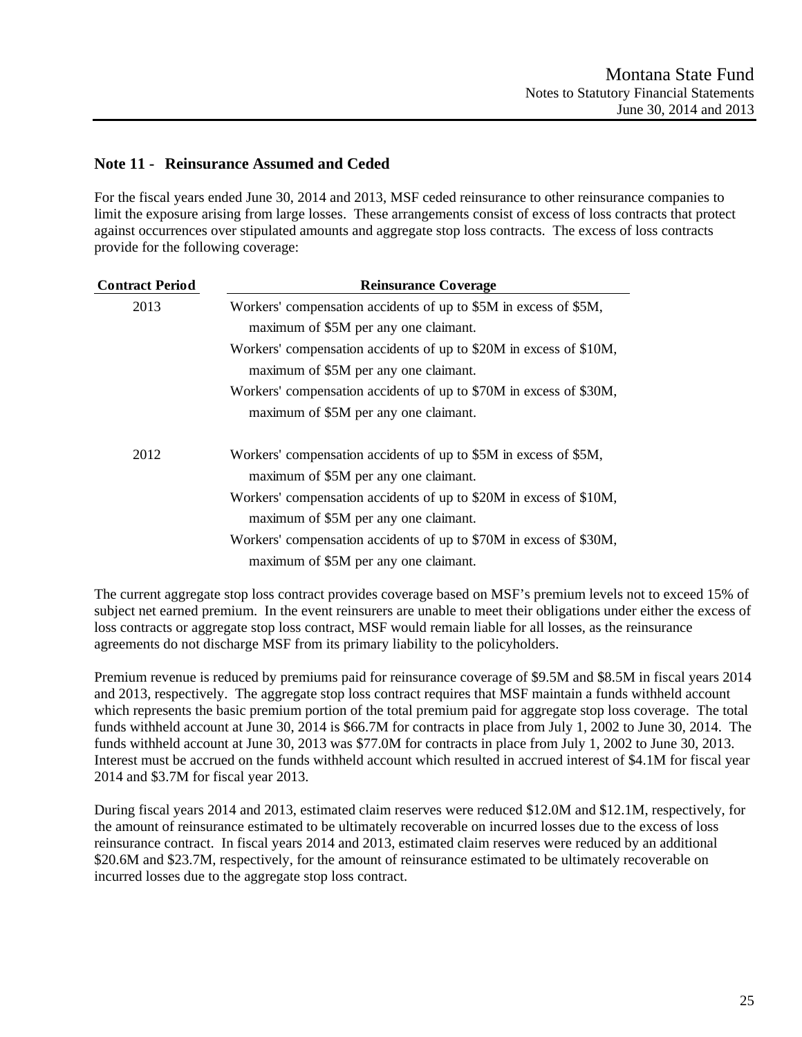## Note 11 - Reinsurance Assumed and Ceded

For the fiscal years ended June 30, 2014 and 2013, MSF ceded reinsurance to other reinsurance companies to limit the exposure arising from large losses. These arrangements consist of excess of loss contracts that protect against occurrences over stipulated amounts and aggregate stop loss contracts. The excess of loss contracts provide for the following coverage:

| Contract Period | Reinsurance Coverage |
|---|---|
| 2013 | Workers' compensation accidents of up to \$5M in excess of \$5M, maximum of \$5M per any one claimant. |
| | Workers' compensation accidents of up to \$20M in excess of \$10M, maximum of \$5M per any one claimant. |
| | Workers' compensation accidents of up to \$70M in excess of \$30M, maximum of \$5M per any one claimant. |
| 2012 | Workers' compensation accidents of up to \$5M in excess of \$5M, maximum of \$5M per any one claimant. |
| | Workers' compensation accidents of up to \$20M in excess of \$10M, maximum of \$5M per any one claimant. |
| | Workers' compensation accidents of up to \$70M in excess of \$30M, maximum of \$5M per any one claimant. |

The current aggregate stop loss contract provides coverage based on MSF's premium levels not to exceed 15% of subject net earned premium. In the event reinsurers are unable to meet their obligations under either the excess of loss contracts or aggregate stop loss contract, MSF would remain liable for all losses, as the reinsurance agreements do not discharge MSF from its primary liability to the policyholders.

Premium revenue is reduced by premiums paid for reinsurance coverage of \$9.5M and \$8.5M in fiscal years 2014 and 2013, respectively. The aggregate stop loss contract requires that MSF maintain a funds withheld account which represents the basic premium portion of the total premium paid for aggregate stop loss coverage. The total funds withheld account at June 30, 2014 is \$66.7M for contracts in place from July 1, 2002 to June 30, 2014. The funds withheld account at June 30, 2013 was \$77.0M for contracts in place from July 1, 2002 to June 30, 2013. Interest must be accrued on the funds withheld account which resulted in accrued interest of \$4.1M for fiscal year 2014 and \$3.7M for fiscal year 2013.

During fiscal years 2014 and 2013, estimated claim reserves were reduced \$12.0M and \$12.1M, respectively, for the amount of reinsurance estimated to be ultimately recoverable on incurred losses due to the excess of loss reinsurance contract. In fiscal years 2014 and 2013, estimated claim reserves were reduced by an additional \$20.6M and \$23.7M, respectively, for the amount of reinsurance estimated to be ultimately recoverable on incurred losses due to the aggregate stop loss contract.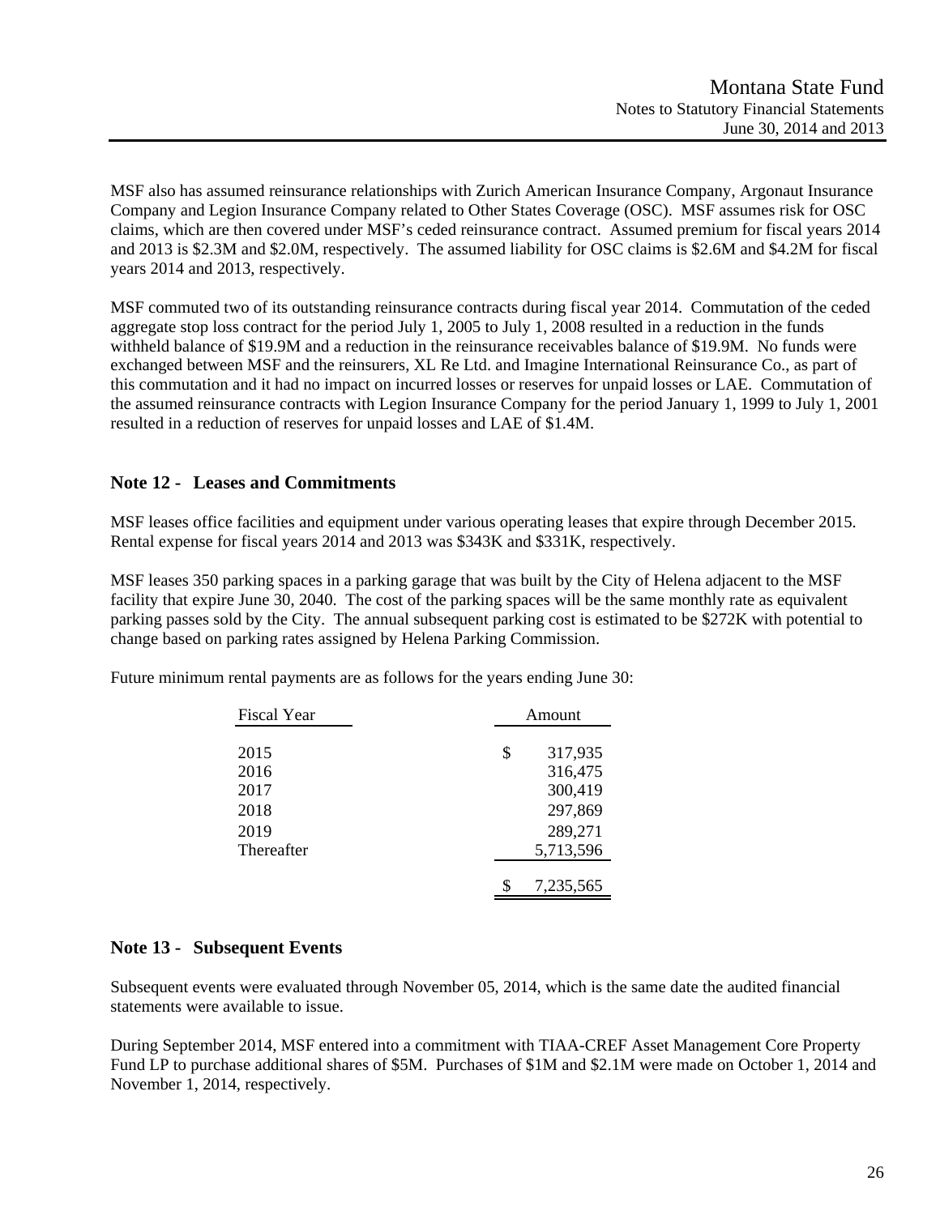MSF also has assumed reinsurance relationships with Zurich American Insurance Company, Argonaut Insurance Company and Legion Insurance Company related to Other States Coverage (OSC). MSF assumes risk for OSC claims, which are then covered under MSF's ceded reinsurance contract. Assumed premium for fiscal years 2014 and 2013 is $2.3M and $2.0M, respectively. The assumed liability for OSC claims is $2.6M and $4.2M for fiscal years 2014 and 2013, respectively.

MSF commuted two of its outstanding reinsurance contracts during fiscal year 2014. Commutation of the ceded aggregate stop loss contract for the period July 1, 2005 to July 1, 2008 resulted in a reduction in the funds withheld balance of $19.9M and a reduction in the reinsurance receivables balance of $19.9M. No funds were exchanged between MSF and the reinsurers, XL Re Ltd. and Imagine International Reinsurance Co., as part of this commutation and it had no impact on incurred losses or reserves for unpaid losses or LAE. Commutation of the assumed reinsurance contracts with Legion Insurance Company for the period January 1, 1999 to July 1, 2001 resulted in a reduction of reserves for unpaid losses and LAE of $1.4M.

## Note 12 - Leases and Commitments

MSF leases office facilities and equipment under various operating leases that expire through December 2015. Rental expense for fiscal years 2014 and 2013 was $343K and $331K, respectively.

MSF leases 350 parking spaces in a parking garage that was built by the City of Helena adjacent to the MSF facility that expire June 30, 2040. The cost of the parking spaces will be the same monthly rate as equivalent parking passes sold by the City. The annual subsequent parking cost is estimated to be $272K with potential to change based on parking rates assigned by Helena Parking Commission.

Future minimum rental payments are as follows for the years ending June 30:

| Fiscal Year | Amount |
|---|---|
| 2015 | $ 317,935 |
| 2016 | 316,475 |
| 2017 | 300,419 |
| 2018 | 297,869 |
| 2019 | 289,271 |
| Thereafter | 5,713,596 |
| | $ 7,235,565 |

## Note 13 - Subsequent Events

Subsequent events were evaluated through November 05, 2014, which is the same date the audited financial statements were available to issue.

During September 2014, MSF entered into a commitment with TIAA-CREF Asset Management Core Property Fund LP to purchase additional shares of $5M. Purchases of $1M and $2.1M were made on October 1, 2014 and November 1, 2014, respectively.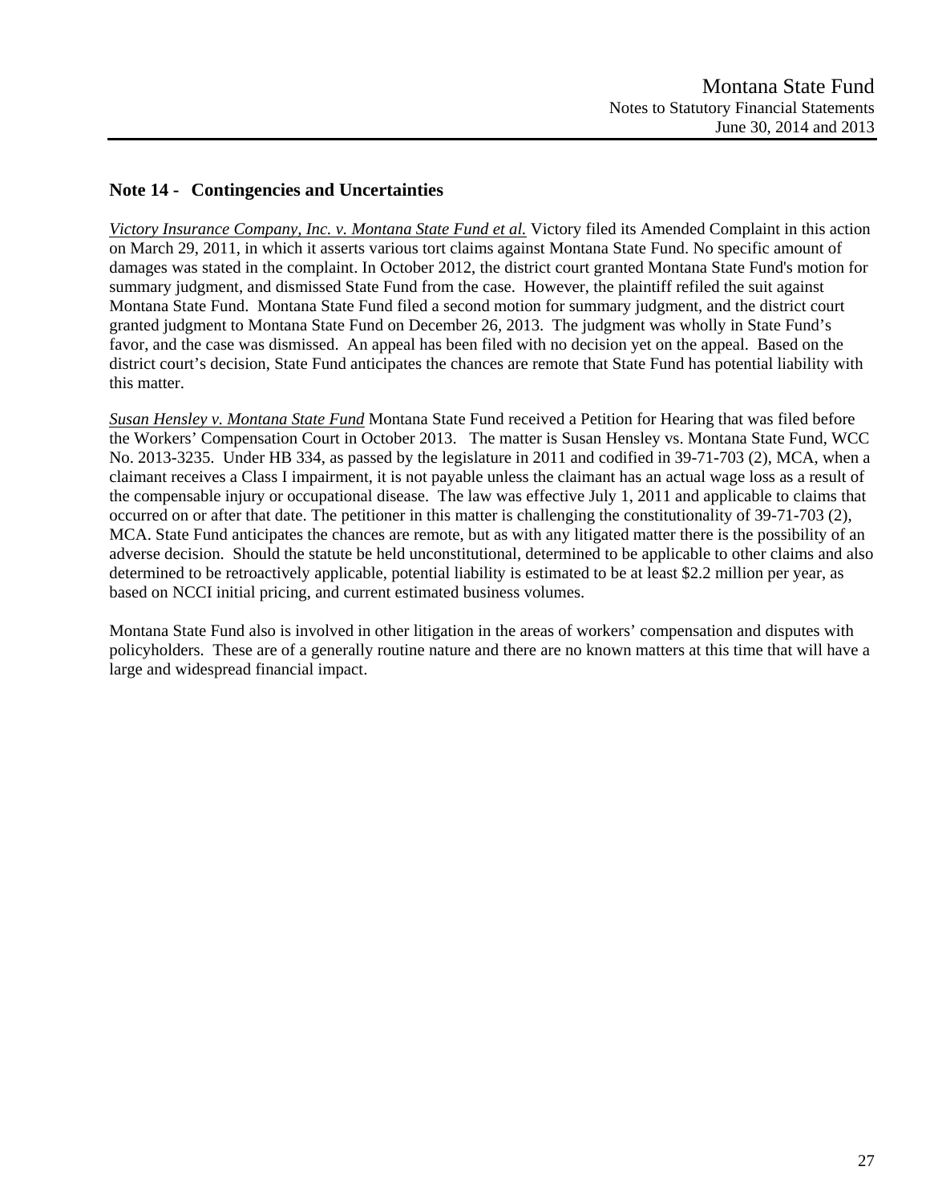## Note 14 - Contingencies and Uncertainties

*Victory Insurance Company, Inc. v. Montana State Fund et al.* Victory filed its Amended Complaint in this action on March 29, 2011, in which it asserts various tort claims against Montana State Fund. No specific amount of damages was stated in the complaint. In October 2012, the district court granted Montana State Fund's motion for summary judgment, and dismissed State Fund from the case. However, the plaintiff refiled the suit against Montana State Fund. Montana State Fund filed a second motion for summary judgment, and the district court granted judgment to Montana State Fund on December 26, 2013. The judgment was wholly in State Fund's favor, and the case was dismissed. An appeal has been filed with no decision yet on the appeal. Based on the district court's decision, State Fund anticipates the chances are remote that State Fund has potential liability with this matter.

*Susan Hensley v. Montana State Fund* Montana State Fund received a Petition for Hearing that was filed before the Workers' Compensation Court in October 2013. The matter is Susan Hensley vs. Montana State Fund, WCC No. 2013-3235. Under HB 334, as passed by the legislature in 2011 and codified in 39-71-703 (2), MCA, when a claimant receives a Class I impairment, it is not payable unless the claimant has an actual wage loss as a result of the compensable injury or occupational disease. The law was effective July 1, 2011 and applicable to claims that occurred on or after that date. The petitioner in this matter is challenging the constitutionality of 39-71-703 (2), MCA. State Fund anticipates the chances are remote, but as with any litigated matter there is the possibility of an adverse decision. Should the statute be held unconstitutional, determined to be applicable to other claims and also determined to be retroactively applicable, potential liability is estimated to be at least $2.2 million per year, as based on NCCI initial pricing, and current estimated business volumes.

Montana State Fund also is involved in other litigation in the areas of workers' compensation and disputes with policyholders. These are of a generally routine nature and there are no known matters at this time that will have a large and widespread financial impact.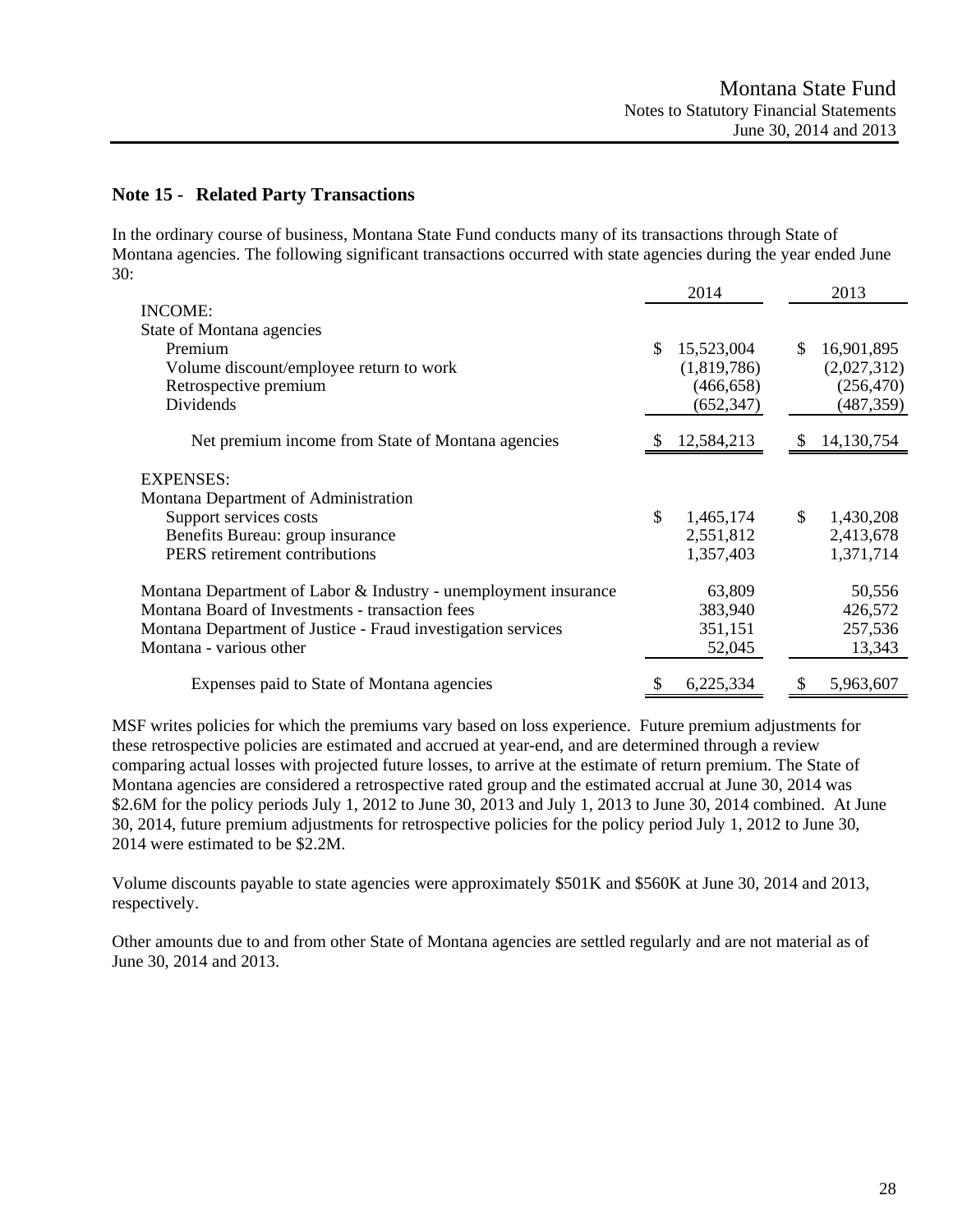## Note 15 - Related Party Transactions

In the ordinary course of business, Montana State Fund conducts many of its transactions through State of Montana agencies. The following significant transactions occurred with state agencies during the year ended June 30:

| | 2014 | 2013 |
|---|---|---|
| INCOME: | | |
| State of Montana agencies | | |
| Premium | $ 15,523,004 | $ 16,901,895 |
| Volume discount/employee return to work | (1,819,786) | (2,027,312) |
| Retrospective premium | (466,658) | (256,470) |
| Dividends | (652,347) | (487,359) |
| Net premium income from State of Montana agencies | $ 12,584,213 | $ 14,130,754 |
| EXPENSES: | | |
| Montana Department of Administration | | |
| Support services costs | $ 1,465,174 | $ 1,430,208 |
| Benefits Bureau: group insurance | 2,551,812 | 2,413,678 |
| PERS retirement contributions | 1,357,403 | 1,371,714 |
| Montana Department of Labor & Industry - unemployment insurance | 63,809 | 50,556 |
| Montana Board of Investments - transaction fees | 383,940 | 426,572 |
| Montana Department of Justice - Fraud investigation services | 351,151 | 257,536 |
| Montana - various other | 52,045 | 13,343 |
| Expenses paid to State of Montana agencies | $ 6,225,334 | $ 5,963,607 |

MSF writes policies for which the premiums vary based on loss experience. Future premium adjustments for these retrospective policies are estimated and accrued at year-end, and are determined through a review comparing actual losses with projected future losses, to arrive at the estimate of return premium. The State of Montana agencies are considered a retrospective rated group and the estimated accrual at June 30, 2014 was $2.6M for the policy periods July 1, 2012 to June 30, 2013 and July 1, 2013 to June 30, 2014 combined. At June 30, 2014, future premium adjustments for retrospective policies for the policy period July 1, 2012 to June 30, 2014 were estimated to be $2.2M.

Volume discounts payable to state agencies were approximately $501K and $560K at June 30, 2014 and 2013, respectively.

Other amounts due to and from other State of Montana agencies are settled regularly and are not material as of June 30, 2014 and 2013.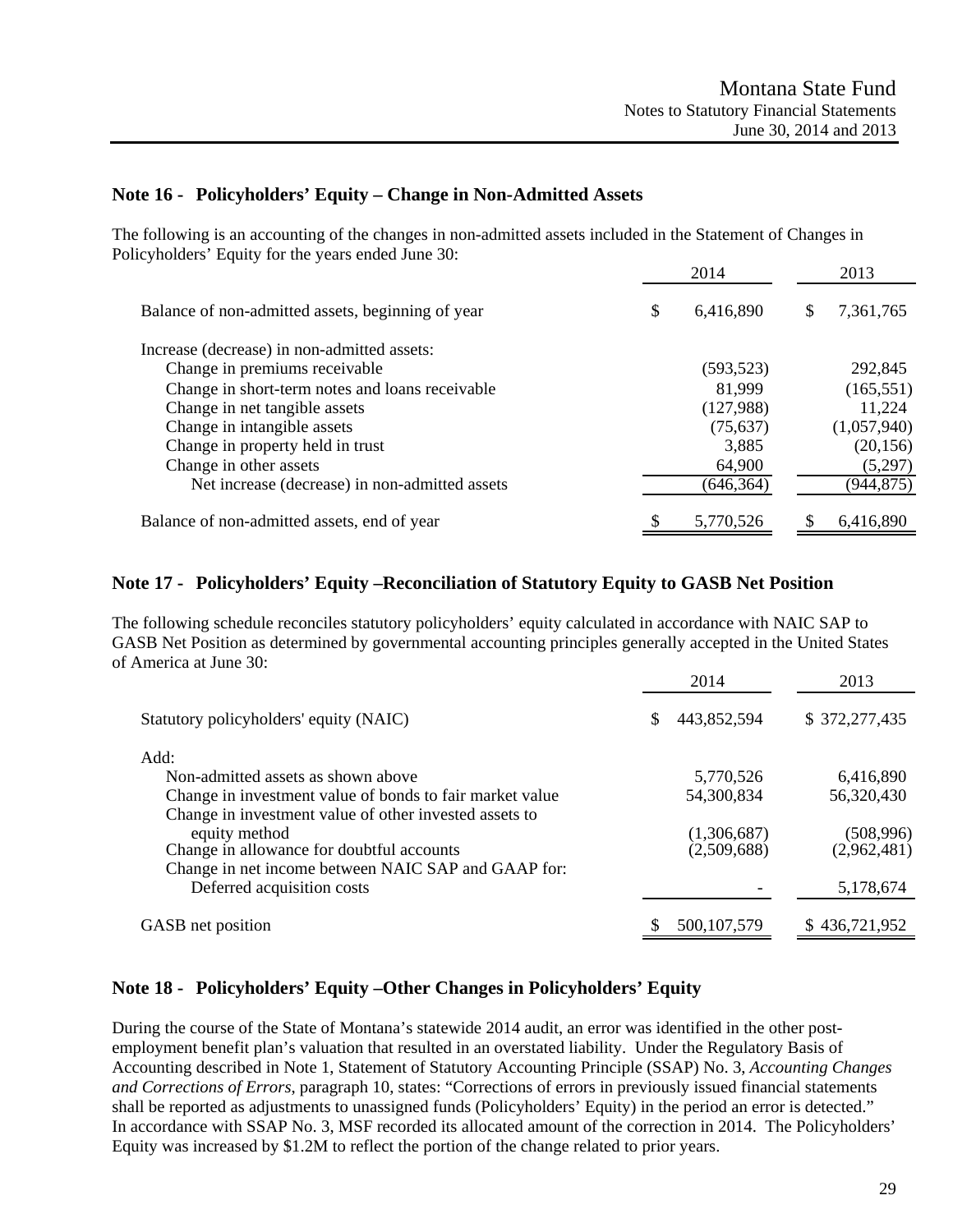## Note 16 - Policyholders' Equity – Change in Non-Admitted Assets

The following is an accounting of the changes in non-admitted assets included in the Statement of Changes in Policyholders' Equity for the years ended June 30:

| | 2014 | 2013 |
|---|---|---|
| Balance of non-admitted assets, beginning of year | $ 6,416,890 | $ 7,361,765 |
| Increase (decrease) in non-admitted assets: | | |
| Change in premiums receivable | (593,523) | 292,845 |
| Change in short-term notes and loans receivable | 81,999 | (165,551) |
| Change in net tangible assets | (127,988) | 11,224 |
| Change in intangible assets | (75,637) | (1,057,940) |
| Change in property held in trust | 3,885 | (20,156) |
| Change in other assets | 64,900 | (5,297) |
| Net increase (decrease) in non-admitted assets | (646,364) | (944,875) |
| Balance of non-admitted assets, end of year | $ 5,770,526 | $ 6,416,890 |

## Note 17 - Policyholders' Equity –Reconciliation of Statutory Equity to GASB Net Position

The following schedule reconciles statutory policyholders' equity calculated in accordance with NAIC SAP to GASB Net Position as determined by governmental accounting principles generally accepted in the United States of America at June 30:

| | 2014 | 2013 |
|---|---|---|
| Statutory policyholders' equity (NAIC) | $ 443,852,594 | $ 372,277,435 |
| Add: | | |
| Non-admitted assets as shown above | 5,770,526 | 6,416,890 |
| Change in investment value of bonds to fair market value | 54,300,834 | 56,320,430 |
| Change in investment value of other invested assets to equity method | (1,306,687) | (508,996) |
| Change in allowance for doubtful accounts | (2,509,688) | (2,962,481) |
| Change in net income between NAIC SAP and GAAP for: Deferred acquisition costs | - | 5,178,674 |
| GASB net position | $ 500,107,579 | $ 436,721,952 |

## Note 18 - Policyholders' Equity –Other Changes in Policyholders' Equity

During the course of the State of Montana's statewide 2014 audit, an error was identified in the other post-employment benefit plan's valuation that resulted in an overstated liability. Under the Regulatory Basis of Accounting described in Note 1, Statement of Statutory Accounting Principle (SSAP) No. 3, *Accounting Changes and Corrections of Errors*, paragraph 10, states: "Corrections of errors in previously issued financial statements shall be reported as adjustments to unassigned funds (Policyholders' Equity) in the period an error is detected." In accordance with SSAP No. 3, MSF recorded its allocated amount of the correction in 2014. The Policyholders' Equity was increased by $1.2M to reflect the portion of the change related to prior years.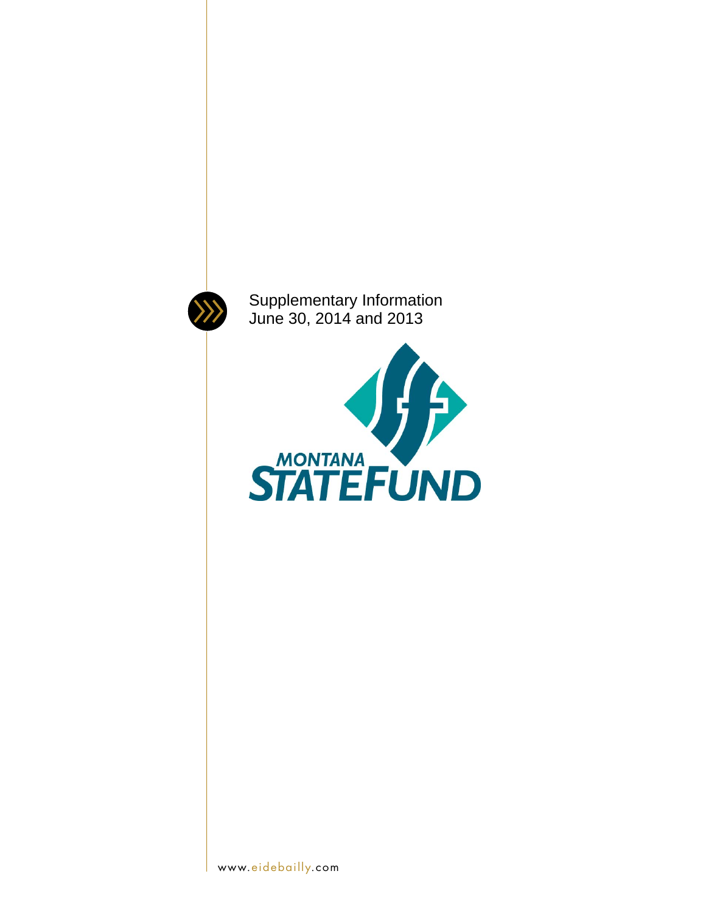Supplementary Information
June 30, 2014 and 2013

MONTANA
STATEFUND

www.eidebailly.com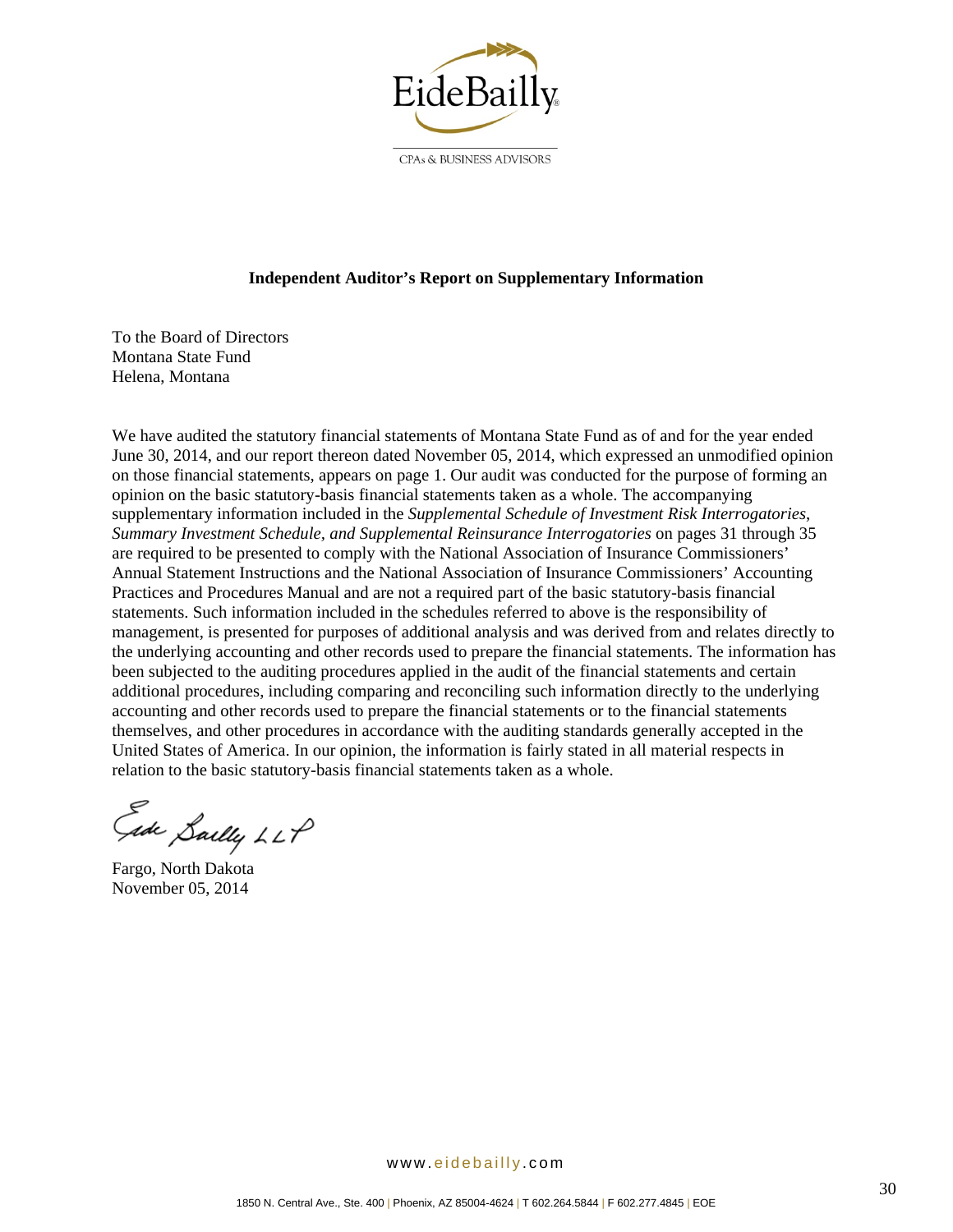EideBailly

CPAs & BUSINESS ADVISORS

**Independent Auditor's Report on Supplementary Information**

To the Board of Directors
Montana State Fund
Helena, Montana

We have audited the statutory financial statements of Montana State Fund as of and for the year ended June 30, 2014, and our report thereon dated November 05, 2014, which expressed an unmodified opinion on those financial statements, appears on page 1. Our audit was conducted for the purpose of forming an opinion on the basic statutory-basis financial statements taken as a whole. The accompanying supplementary information included in the *Supplemental Schedule of Investment Risk Interrogatories, Summary Investment Schedule, and Supplemental Reinsurance Interrogatories* on pages 31 through 35 are required to be presented to comply with the National Association of Insurance Commissioners' Annual Statement Instructions and the National Association of Insurance Commissioners' Accounting Practices and Procedures Manual and are not a required part of the basic statutory-basis financial statements. Such information included in the schedules referred to above is the responsibility of management, is presented for purposes of additional analysis and was derived from and relates directly to the underlying accounting and other records used to prepare the financial statements. The information has been subjected to the auditing procedures applied in the audit of the financial statements and certain additional procedures, including comparing and reconciling such information directly to the underlying accounting and other records used to prepare the financial statements or to the financial statements themselves, and other procedures in accordance with the auditing standards generally accepted in the United States of America. In our opinion, the information is fairly stated in all material respects in relation to the basic statutory-basis financial statements taken as a whole.

Eide Bailly LLP

Fargo, North Dakota
November 05, 2014

www.eidebailly.com

1850 N. Central Ave., Ste. 400 | Phoenix, AZ 85004-4624 | T 602.264.5844 | F 602.277.4845 | EOE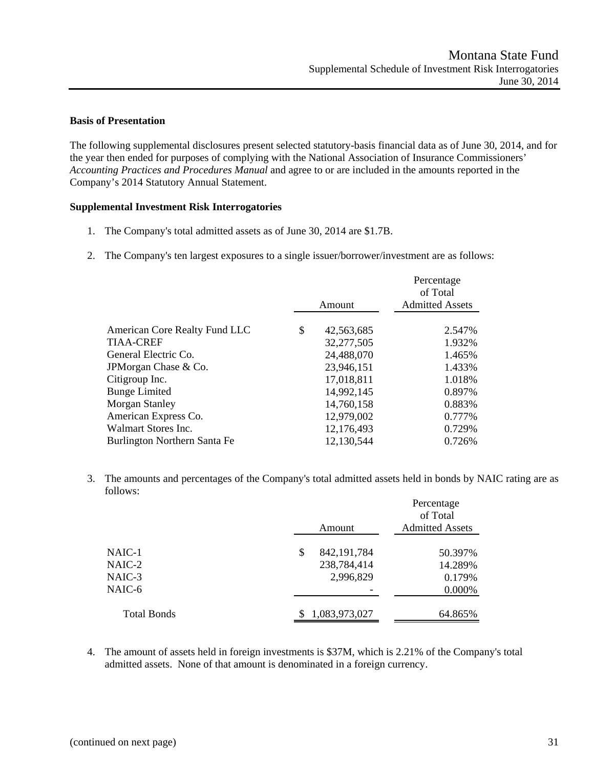Montana State Fund
Supplemental Schedule of Investment Risk Interrogatories
June 30, 2014

**Basis of Presentation**

The following supplemental disclosures present selected statutory-basis financial data as of June 30, 2014, and for the year then ended for purposes of complying with the National Association of Insurance Commissioners' *Accounting Practices and Procedures Manual* and agree to or are included in the amounts reported in the Company's 2014 Statutory Annual Statement.

**Supplemental Investment Risk Interrogatories**

1. The Company's total admitted assets as of June 30, 2014 are $1.7B.

2. The Company's ten largest exposures to a single issuer/borrower/investment are as follows:

| | Amount | Percentage of Total Admitted Assets |
|---|---|---|
| American Core Realty Fund LLC | $ 42,563,685 | 2.547% |
| TIAA-CREF | 32,277,505 | 1.932% |
| General Electric Co. | 24,488,070 | 1.465% |
| JPMorgan Chase & Co. | 23,946,151 | 1.433% |
| Citigroup Inc. | 17,018,811 | 1.018% |
| Bunge Limited | 14,992,145 | 0.897% |
| Morgan Stanley | 14,760,158 | 0.883% |
| American Express Co. | 12,979,002 | 0.777% |
| Walmart Stores Inc. | 12,176,493 | 0.729% |
| Burlington Northern Santa Fe | 12,130,544 | 0.726% |

3. The amounts and percentages of the Company's total admitted assets held in bonds by NAIC rating are as follows:

| | Amount | Percentage of Total Admitted Assets |
|---|---|---|
| NAIC-1 | $ 842,191,784 | 50.397% |
| NAIC-2 | 238,784,414 | 14.289% |
| NAIC-3 | 2,996,829 | 0.179% |
| NAIC-6 | - | 0.000% |
| Total Bonds | $ 1,083,973,027 | 64.865% |

4. The amount of assets held in foreign investments is $37M, which is 2.21% of the Company's total admitted assets. None of that amount is denominated in a foreign currency.

(continued on next page)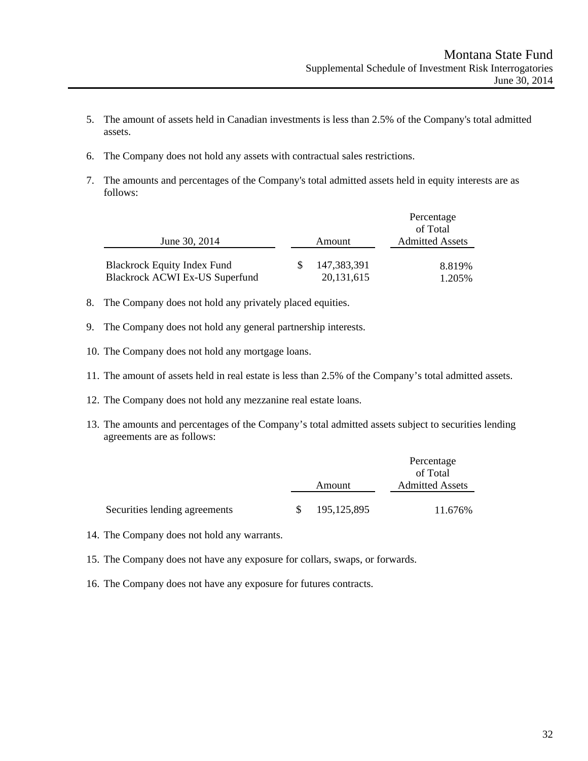5. The amount of assets held in Canadian investments is less than 2.5% of the Company's total admitted assets.

6. The Company does not hold any assets with contractual sales restrictions.

7. The amounts and percentages of the Company's total admitted assets held in equity interests are as follows:

| June 30, 2014 | Amount | Percentage of Total Admitted Assets |
|---|---|---|
| Blackrock Equity Index Fund | $ 147,383,391 | 8.819% |
| Blackrock ACWI Ex-US Superfund | 20,131,615 | 1.205% |

8. The Company does not hold any privately placed equities.

9. The Company does not hold any general partnership interests.

10. The Company does not hold any mortgage loans.

11. The amount of assets held in real estate is less than 2.5% of the Company's total admitted assets.

12. The Company does not hold any mezzanine real estate loans.

13. The amounts and percentages of the Company's total admitted assets subject to securities lending agreements are as follows:

| | Amount | Percentage of Total Admitted Assets |
|---|---|---|
| Securities lending agreements | $ 195,125,895 | 11.676% |

14. The Company does not hold any warrants.

15. The Company does not have any exposure for collars, swaps, or forwards.

16. The Company does not have any exposure for futures contracts.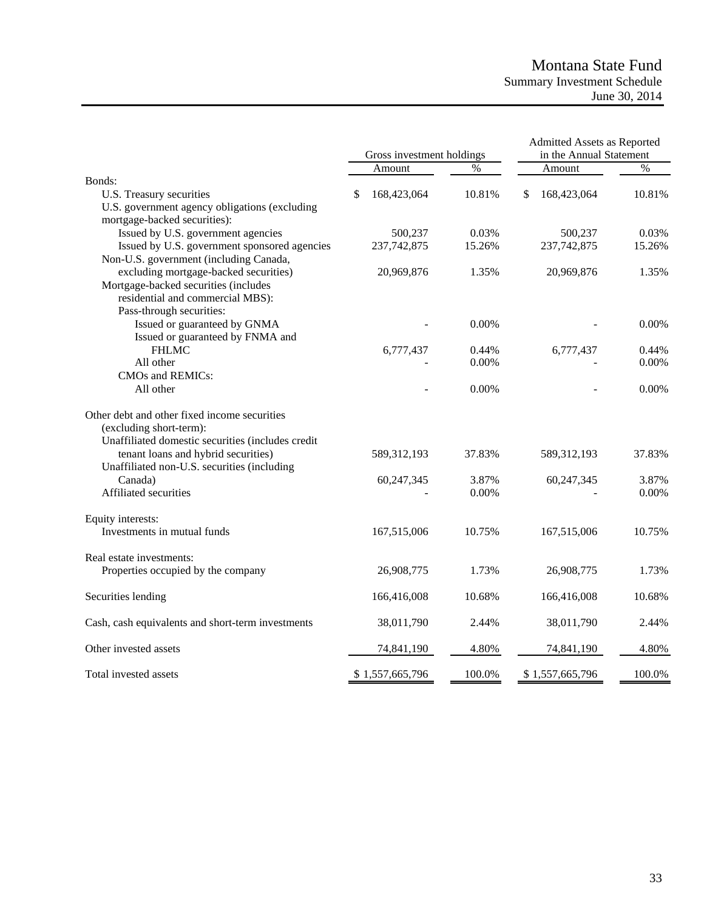# Montana State Fund

## Summary Investment Schedule

June 30, 2014

| | Gross investment holdings | | Admitted Assets as Reported in the Annual Statement | |
|---|---|---|---|---|
| | Amount | % | Amount | % |
| Bonds: | | | | |
| U.S. Treasury securities | $ 168,423,064 | 10.81% | $ 168,423,064 | 10.81% |
| U.S. government agency obligations (excluding mortgage-backed securities): | | | | |
| Issued by U.S. government agencies | 500,237 | 0.03% | 500,237 | 0.03% |
| Issued by U.S. government sponsored agencies | 237,742,875 | 15.26% | 237,742,875 | 15.26% |
| Non-U.S. government (including Canada, excluding mortgage-backed securities) | 20,969,876 | 1.35% | 20,969,876 | 1.35% |
| Mortgage-backed securities (includes residential and commercial MBS): | | | | |
| Pass-through securities: | | | | |
| Issued or guaranteed by GNMA | - | 0.00% | - | 0.00% |
| Issued or guaranteed by FNMA and FHLMC | 6,777,437 | 0.44% | 6,777,437 | 0.44% |
| All other | - | 0.00% | - | 0.00% |
| CMOs and REMICs: | | | | |
| All other | - | 0.00% | - | 0.00% |
| Other debt and other fixed income securities (excluding short-term): | | | | |
| Unaffiliated domestic securities (includes credit tenant loans and hybrid securities) | 589,312,193 | 37.83% | 589,312,193 | 37.83% |
| Unaffiliated non-U.S. securities (including Canada) | 60,247,345 | 3.87% | 60,247,345 | 3.87% |
| Affiliated securities | - | 0.00% | - | 0.00% |
| Equity interests: | | | | |
| Investments in mutual funds | 167,515,006 | 10.75% | 167,515,006 | 10.75% |
| Real estate investments: | | | | |
| Properties occupied by the company | 26,908,775 | 1.73% | 26,908,775 | 1.73% |
| Securities lending | 166,416,008 | 10.68% | 166,416,008 | 10.68% |
| Cash, cash equivalents and short-term investments | 38,011,790 | 2.44% | 38,011,790 | 2.44% |
| Other invested assets | 74,841,190 | 4.80% | 74,841,190 | 4.80% |
| Total invested assets | $ 1,557,665,796 | 100.0% | $ 1,557,665,796 | 100.0% |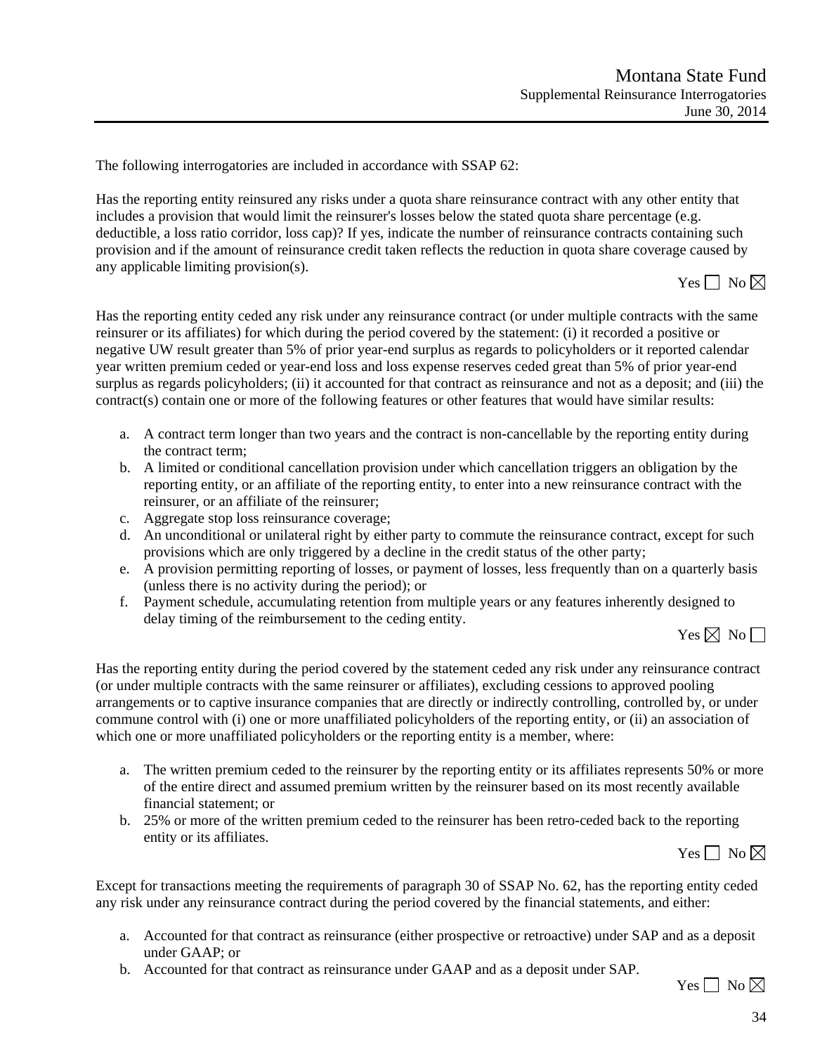The following interrogatories are included in accordance with SSAP 62:

Has the reporting entity reinsured any risks under a quota share reinsurance contract with any other entity that includes a provision that would limit the reinsurer's losses below the stated quota share percentage (e.g. deductible, a loss ratio corridor, loss cap)? If yes, indicate the number of reinsurance contracts containing such provision and if the amount of reinsurance credit taken reflects the reduction in quota share coverage caused by any applicable limiting provision(s).

Yes ☐ No ☒

Has the reporting entity ceded any risk under any reinsurance contract (or under multiple contracts with the same reinsurer or its affiliates) for which during the period covered by the statement: (i) it recorded a positive or negative UW result greater than 5% of prior year-end surplus as regards to policyholders or it reported calendar year written premium ceded or year-end loss and loss expense reserves ceded great than 5% of prior year-end surplus as regards policyholders; (ii) it accounted for that contract as reinsurance and not as a deposit; and (iii) the contract(s) contain one or more of the following features or other features that would have similar results:

a. A contract term longer than two years and the contract is non-cancellable by the reporting entity during the contract term;
b. A limited or conditional cancellation provision under which cancellation triggers an obligation by the reporting entity, or an affiliate of the reporting entity, to enter into a new reinsurance contract with the reinsurer, or an affiliate of the reinsurer;
c. Aggregate stop loss reinsurance coverage;
d. An unconditional or unilateral right by either party to commute the reinsurance contract, except for such provisions which are only triggered by a decline in the credit status of the other party;
e. A provision permitting reporting of losses, or payment of losses, less frequently than on a quarterly basis (unless there is no activity during the period); or
f. Payment schedule, accumulating retention from multiple years or any features inherently designed to delay timing of the reimbursement to the ceding entity.

Yes ☒ No ☐

Has the reporting entity during the period covered by the statement ceded any risk under any reinsurance contract (or under multiple contracts with the same reinsurer or affiliates), excluding cessions to approved pooling arrangements or to captive insurance companies that are directly or indirectly controlling, controlled by, or under commune control with (i) one or more unaffiliated policyholders of the reporting entity, or (ii) an association of which one or more unaffiliated policyholders or the reporting entity is a member, where:

a. The written premium ceded to the reinsurer by the reporting entity or its affiliates represents 50% or more of the entire direct and assumed premium written by the reinsurer based on its most recently available financial statement; or
b. 25% or more of the written premium ceded to the reinsurer has been retro-ceded back to the reporting entity or its affiliates.

Yes ☐ No ☒

Except for transactions meeting the requirements of paragraph 30 of SSAP No. 62, has the reporting entity ceded any risk under any reinsurance contract during the period covered by the financial statements, and either:

a. Accounted for that contract as reinsurance (either prospective or retroactive) under SAP and as a deposit under GAAP; or
b. Accounted for that contract as reinsurance under GAAP and as a deposit under SAP.

Yes ☐ No ☒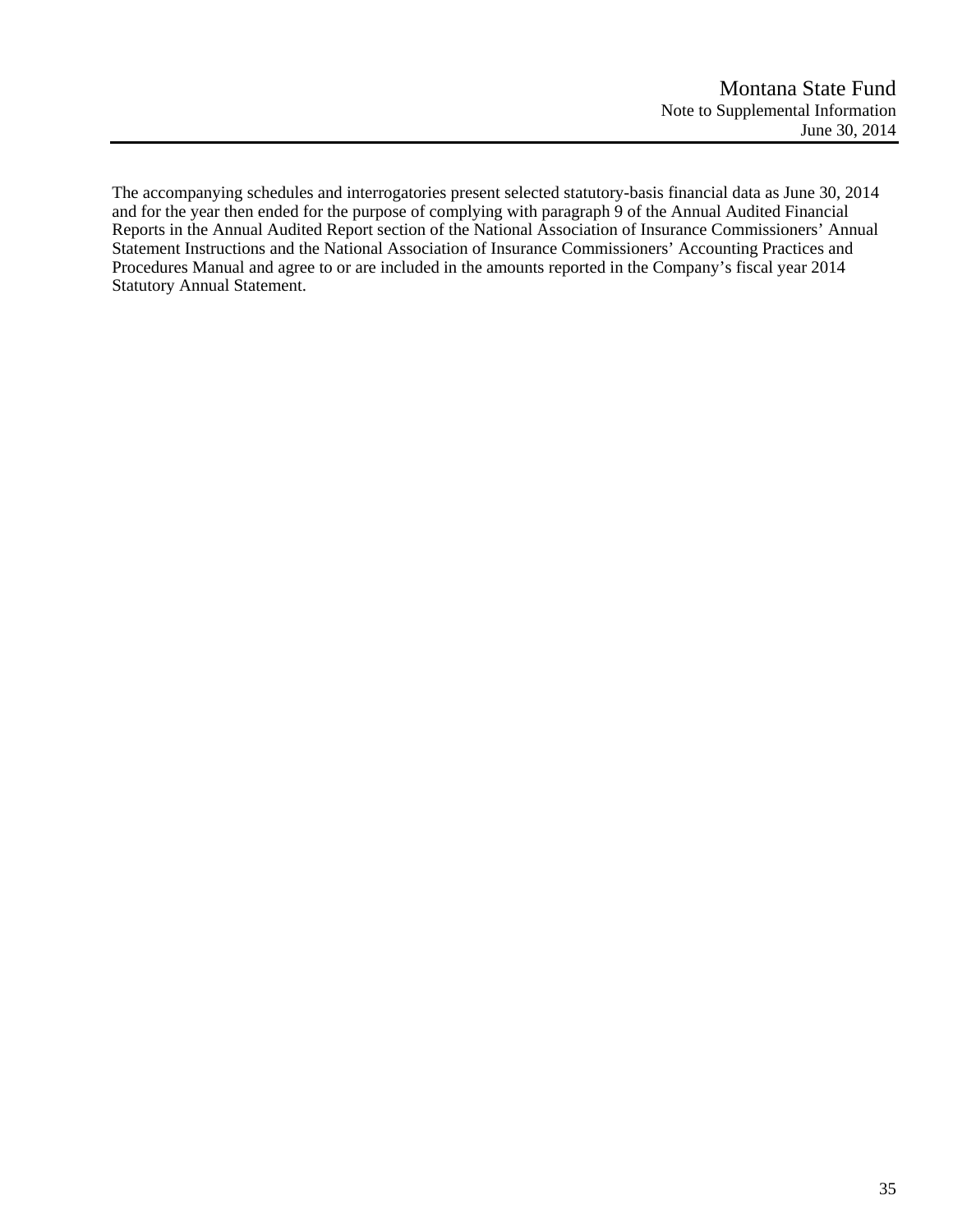The accompanying schedules and interrogatories present selected statutory-basis financial data as June 30, 2014 and for the year then ended for the purpose of complying with paragraph 9 of the Annual Audited Financial Reports in the Annual Audited Report section of the National Association of Insurance Commissioners' Annual Statement Instructions and the National Association of Insurance Commissioners' Accounting Practices and Procedures Manual and agree to or are included in the amounts reported in the Company's fiscal year 2014 Statutory Annual Statement.